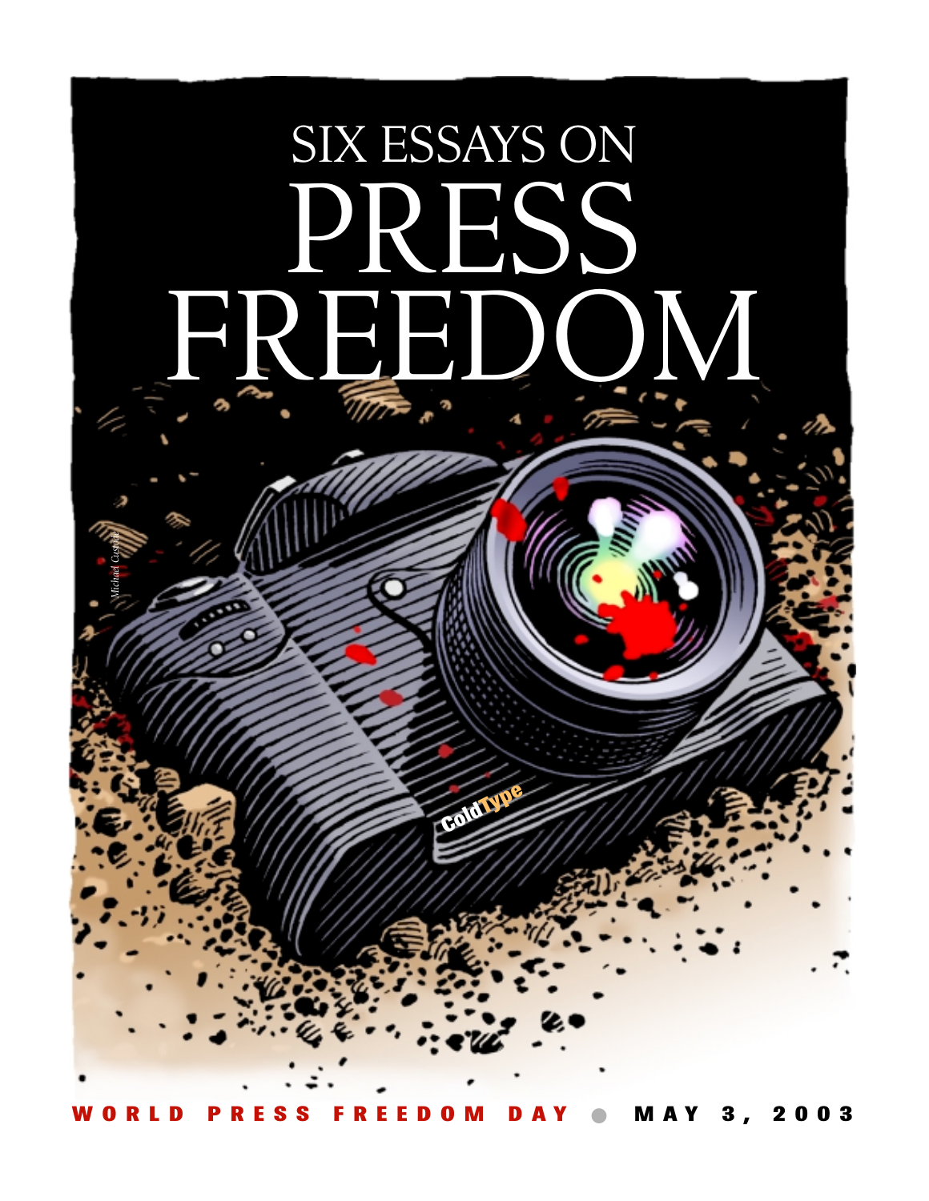# SIX ESSAYS ON PRESS FREEDOM

*Michael Custode*

ColdType

**WORLD PRESS FREEDOM DAY • MAY 3, 2003**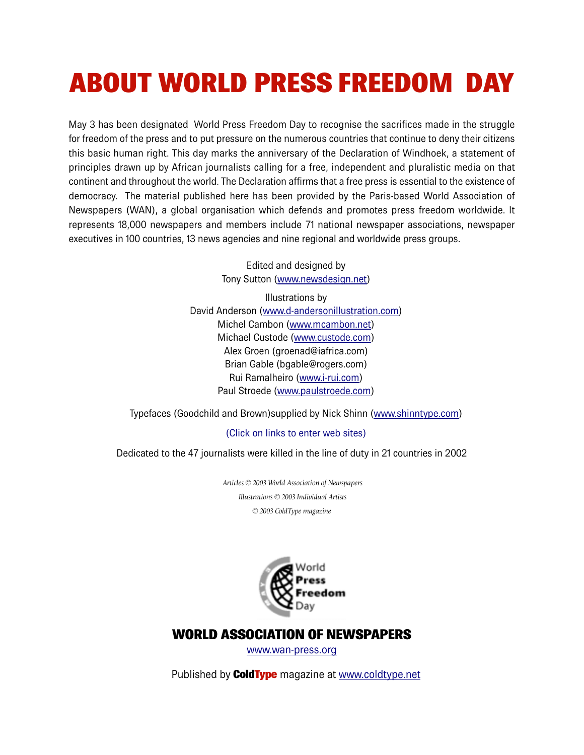# ABOUT WORLD PRESS FREEDOM DAY

May 3 has been designated World Press Freedom Day to recognise the sacrifices made in the struggle for freedom of the press and to put pressure on the numerous countries that continue to deny their citizens this basic human right. This day marks the anniversary of the Declaration of Windhoek, a statement of principles drawn up by African journalists calling for a free, independent and pluralistic media on that continent and throughout the world. The Declaration affirms that a free press is essential to the existence of democracy. The material published here has been provided by the Paris-based World Association of Newspapers (WAN), a global organisation which defends and promotes press freedom worldwide. It represents 18,000 newspapers and members include 71 national newspaper associations, newspaper executives in 100 countries, 13 news agencies and nine regional and worldwide press groups.

Edited and designed by
Tony Sutton (www.newsdesign.net)

Illustrations by
David Anderson (www.d-andersonillustration.com)
Michel Cambon (www.mcambon.net)
Michael Custode (www.custode.com)
Alex Groen (groenad@iafrica.com)
Brian Gable (bgable@rogers.com)
Rui Ramalheiro (www.i-rui.com)
Paul Stroede (www.paulstroede.com)

Typefaces (Goodchild and Brown)supplied by Nick Shinn (www.shinntype.com)

(Click on links to enter web sites)

Dedicated to the 47 journalists were killed in the line of duty in 21 countries in 2002

*Articles © 2003 World Association of Newspapers*
*Illustrations © 2003 Individual Artists*
*© 2003 ColdType magazine*

World Press Freedom Day

**WORLD ASSOCIATION OF NEWSPAPERS**
www.wan-press.org

Published by **ColdType** magazine at www.coldtype.net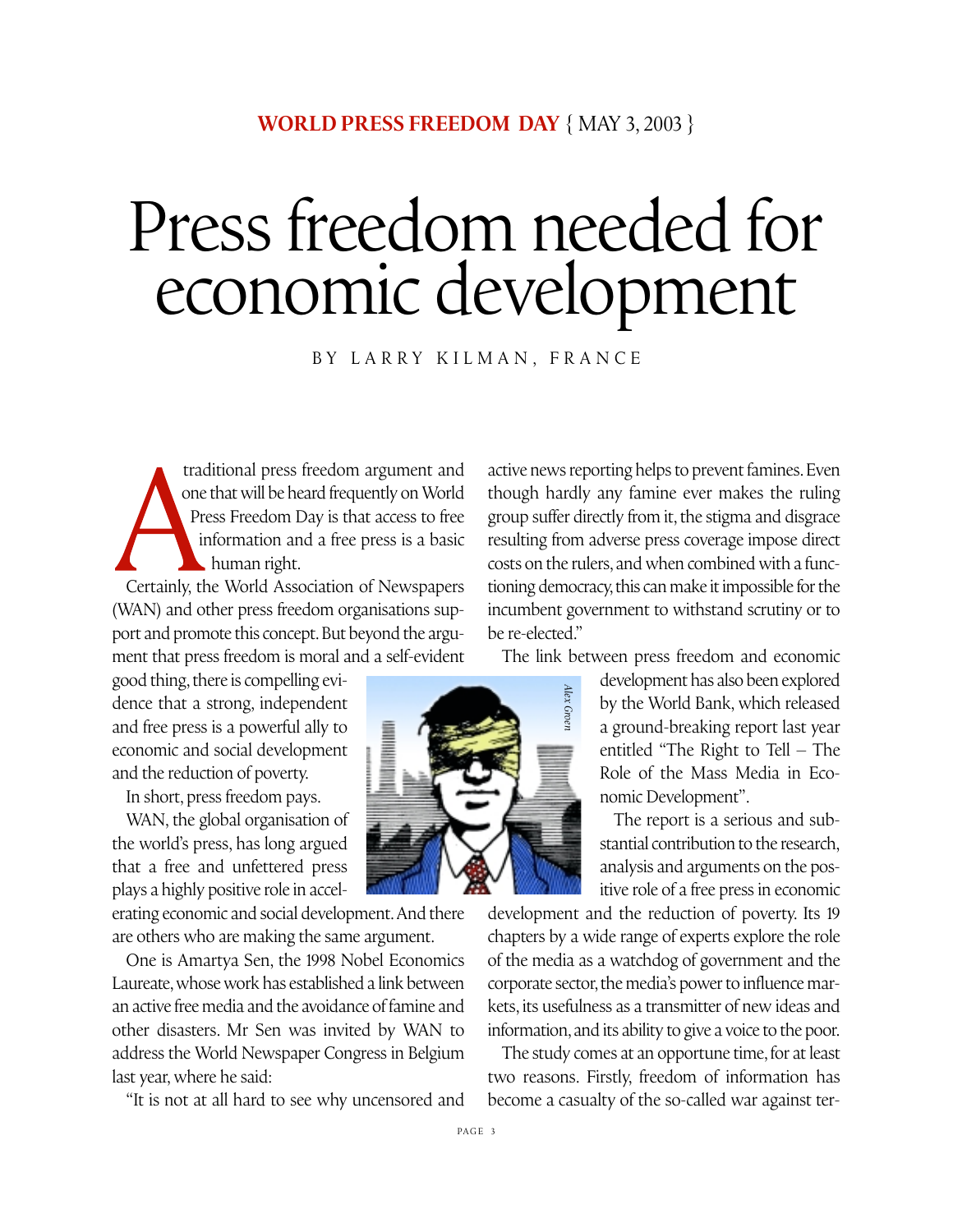**WORLD PRESS FREEDOM DAY** { MAY 3, 2003 }

# Press freedom needed for economic development

BY LARRY KILMAN, FRANCE

A traditional press freedom argument and one that will be heard frequently on World Press Freedom Day is that access to free information and a free press is a basic human right.

Certainly, the World Association of Newspapers (WAN) and other press freedom organisations support and promote this concept. But beyond the argument that press freedom is moral and a self-evident good thing, there is compelling evidence that a strong, independent and free press is a powerful ally to economic and social development and the reduction of poverty.

In short, press freedom pays.

WAN, the global organisation of the world's press, has long argued that a free and unfettered press plays a highly positive role in accelerating economic and social development. And there are others who are making the same argument.

One is Amartya Sen, the 1998 Nobel Economics Laureate, whose work has established a link between an active free media and the avoidance of famine and other disasters. Mr Sen was invited by WAN to address the World Newspaper Congress in Belgium last year, where he said:

"It is not at all hard to see why uncensored and active news reporting helps to prevent famines. Even though hardly any famine ever makes the ruling group suffer directly from it, the stigma and disgrace resulting from adverse press coverage impose direct costs on the rulers, and when combined with a functioning democracy, this can make it impossible for the incumbent government to withstand scrutiny or to be re-elected."

The link between press freedom and economic development has also been explored by the World Bank, which released a ground-breaking report last year entitled "The Right to Tell – The Role of the Mass Media in Economic Development".

The report is a serious and substantial contribution to the research, analysis and arguments on the positive role of a free press in economic development and the reduction of poverty. Its 19 chapters by a wide range of experts explore the role of the media as a watchdog of government and the corporate sector, the media's power to influence markets, its usefulness as a transmitter of new ideas and information, and its ability to give a voice to the poor.

The study comes at an opportune time, for at least two reasons. Firstly, freedom of information has become a casualty of the so-called war against ter-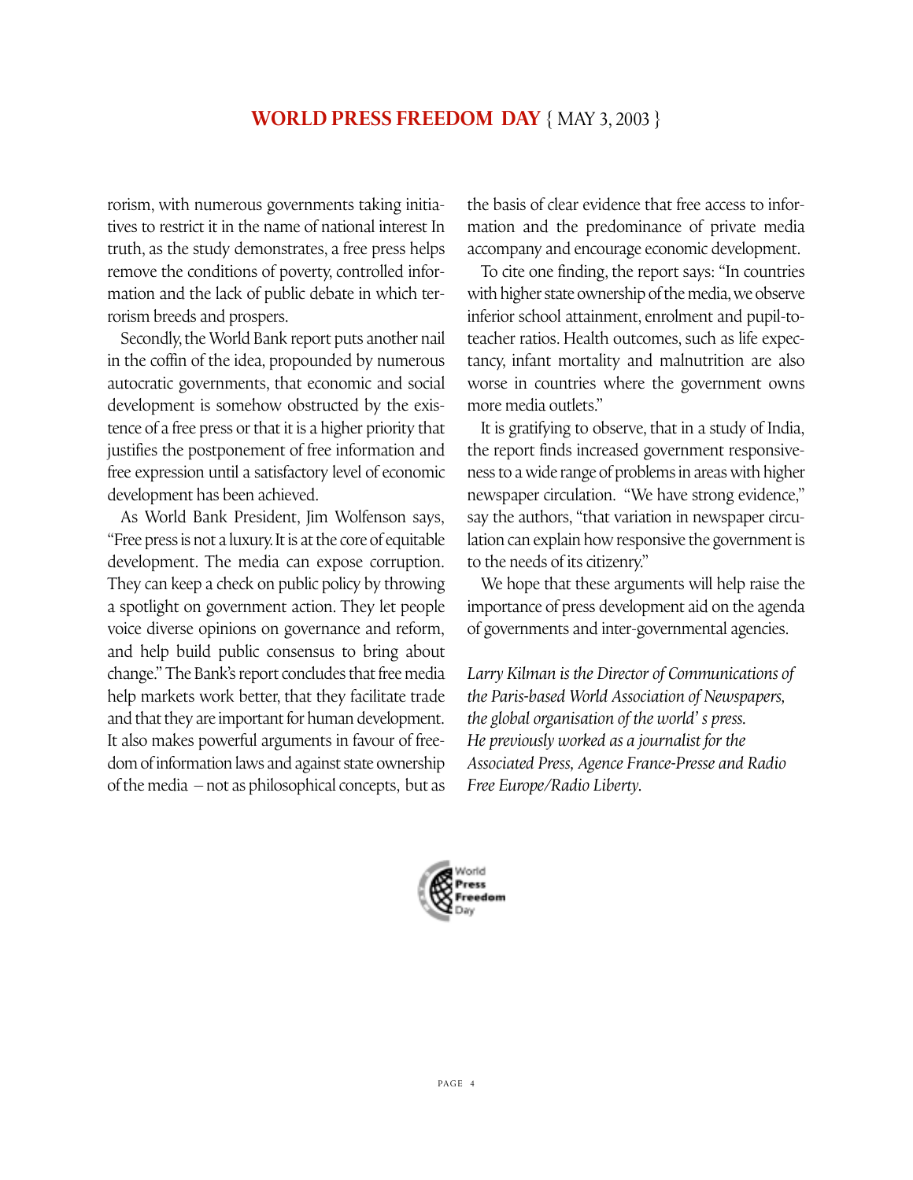rorism, with numerous governments taking initiatives to restrict it in the name of national interest In truth, as the study demonstrates, a free press helps remove the conditions of poverty, controlled information and the lack of public debate in which terrorism breeds and prospers.

Secondly, the World Bank report puts another nail in the coffin of the idea, propounded by numerous autocratic governments, that economic and social development is somehow obstructed by the existence of a free press or that it is a higher priority that justifies the postponement of free information and free expression until a satisfactory level of economic development has been achieved.

As World Bank President, Jim Wolfenson says, "Free press is not a luxury. It is at the core of equitable development. The media can expose corruption. They can keep a check on public policy by throwing a spotlight on government action. They let people voice diverse opinions on governance and reform, and help build public consensus to bring about change." The Bank's report concludes that free media help markets work better, that they facilitate trade and that they are important for human development. It also makes powerful arguments in favour of freedom of information laws and against state ownership of the media – not as philosophical concepts, but as the basis of clear evidence that free access to information and the predominance of private media accompany and encourage economic development.

To cite one finding, the report says: "In countries with higher state ownership of the media, we observe inferior school attainment, enrolment and pupil-to-teacher ratios. Health outcomes, such as life expectancy, infant mortality and malnutrition are also worse in countries where the government owns more media outlets."

It is gratifying to observe, that in a study of India, the report finds increased government responsiveness to a wide range of problems in areas with higher newspaper circulation. "We have strong evidence," say the authors, "that variation in newspaper circulation can explain how responsive the government is to the needs of its citizenry."

We hope that these arguments will help raise the importance of press development aid on the agenda of governments and inter-governmental agencies.

*Larry Kilman is the Director of Communications of the Paris-based World Association of Newspapers, the global organisation of the world' s press. He previously worked as a journalist for the Associated Press, Agence France-Presse and Radio Free Europe/Radio Liberty.*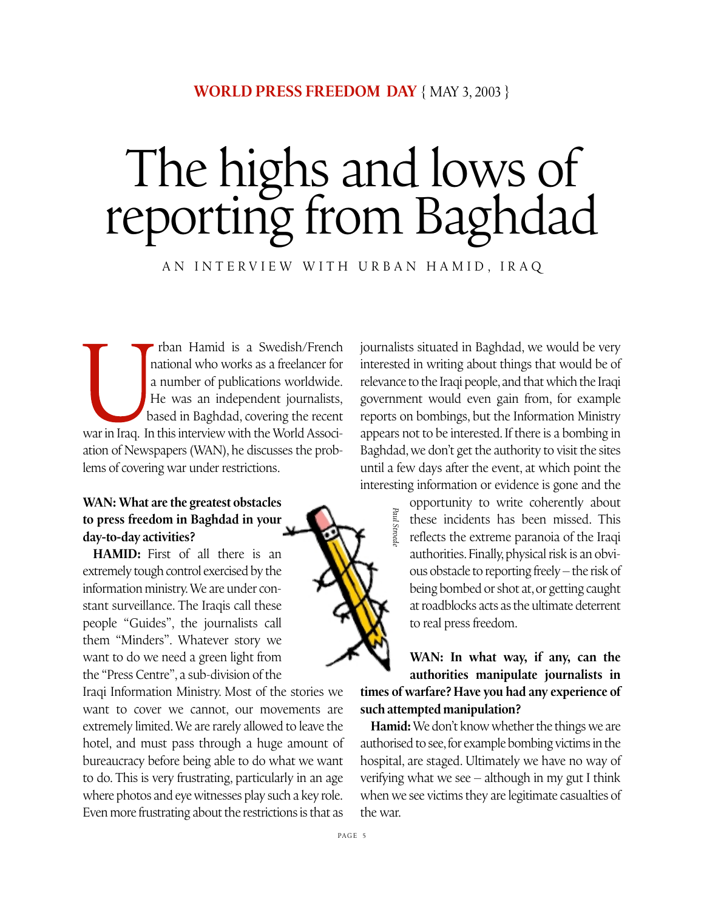**WORLD PRESS FREEDOM DAY** { MAY 3, 2003 }

# The highs and lows of reporting from Baghdad

AN INTERVIEW WITH URBAN HAMID, IRAQ

Urban Hamid is a Swedish/French national who works as a freelancer for a number of publications worldwide. He was an independent journalists, based in Baghdad, covering the recent war in Iraq. In this interview with the World Association of Newspapers (WAN), he discusses the problems of covering war under restrictions.

**WAN: What are the greatest obstacles to press freedom in Baghdad in your day-to-day activities?**

**HAMID:** First of all there is an extremely tough control exercised by the information ministry. We are under constant surveillance. The Iraqis call these people "Guides", the journalists call them "Minders". Whatever story we want to do we need a green light from the "Press Centre", a sub-division of the Iraqi Information Ministry. Most of the stories we want to cover we cannot, our movements are extremely limited. We are rarely allowed to leave the hotel, and must pass through a huge amount of bureaucracy before being able to do what we want to do. This is very frustrating, particularly in an age where photos and eye witnesses play such a key role. Even more frustrating about the restrictions is that as journalists situated in Baghdad, we would be very interested in writing about things that would be of relevance to the Iraqi people, and that which the Iraqi government would even gain from, for example reports on bombings, but the Information Ministry appears not to be interested. If there is a bombing in Baghdad, we don't get the authority to visit the sites until a few days after the event, at which point the interesting information or evidence is gone and the opportunity to write coherently about these incidents has been missed. This reflects the extreme paranoia of the Iraqi authorities. Finally, physical risk is an obvious obstacle to reporting freely – the risk of being bombed or shot at, or getting caught at roadblocks acts as the ultimate deterrent to real press freedom.

*Paul Streede*

**WAN: In what way, if any, can the authorities manipulate journalists in times of warfare? Have you had any experience of such attempted manipulation?**

**Hamid:** We don't know whether the things we are authorised to see, for example bombing victims in the hospital, are staged. Ultimately we have no way of verifying what we see – although in my gut I think when we see victims they are legitimate casualties of the war.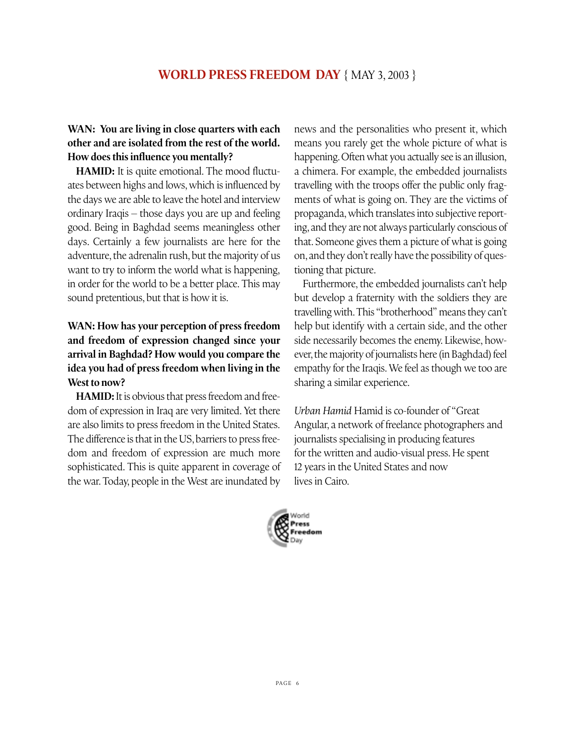**WAN: You are living in close quarters with each other and are isolated from the rest of the world. How does this influence you mentally?**

**HAMID:** It is quite emotional. The mood fluctuates between highs and lows, which is influenced by the days we are able to leave the hotel and interview ordinary Iraqis – those days you are up and feeling good. Being in Baghdad seems meaningless other days. Certainly a few journalists are here for the adventure, the adrenalin rush, but the majority of us want to try to inform the world what is happening, in order for the world to be a better place. This may sound pretentious, but that is how it is.

**WAN: How has your perception of press freedom and freedom of expression changed since your arrival in Baghdad? How would you compare the idea you had of press freedom when living in the West to now?**

**HAMID:** It is obvious that press freedom and freedom of expression in Iraq are very limited. Yet there are also limits to press freedom in the United States. The difference is that in the US, barriers to press freedom and freedom of expression are much more sophisticated. This is quite apparent in coverage of the war. Today, people in the West are inundated by news and the personalities who present it, which means you rarely get the whole picture of what is happening. Often what you actually see is an illusion, a chimera. For example, the embedded journalists travelling with the troops offer the public only fragments of what is going on. They are the victims of propaganda, which translates into subjective reporting, and they are not always particularly conscious of that. Someone gives them a picture of what is going on, and they don't really have the possibility of questioning that picture.

Furthermore, the embedded journalists can't help but develop a fraternity with the soldiers they are travelling with. This "brotherhood" means they can't help but identify with a certain side, and the other side necessarily becomes the enemy. Likewise, however, the majority of journalists here (in Baghdad) feel empathy for the Iraqis. We feel as though we too are sharing a similar experience.

*Urban Hamid* Hamid is co-founder of "Great Angular, a network of freelance photographers and journalists specialising in producing features for the written and audio-visual press. He spent 12 years in the United States and now lives in Cairo.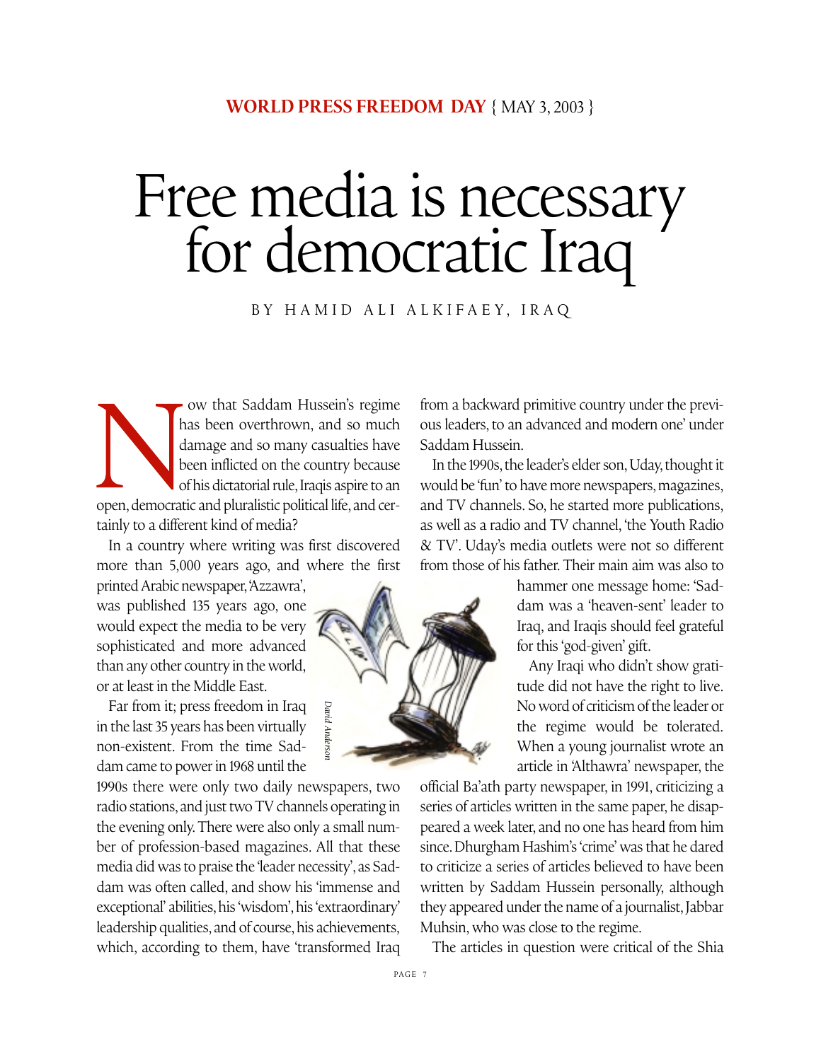**WORLD PRESS FREEDOM DAY** { MAY 3, 2003 }

# Free media is necessary for democratic Iraq

BY HAMID ALI ALKIFAEY, IRAQ

Now that Saddam Hussein's regime has been overthrown, and so much damage and so many casualties have been inflicted on the country because of his dictatorial rule, Iraqis aspire to an open, democratic and pluralistic political life, and certainly to a different kind of media?

In a country where writing was first discovered more than 5,000 years ago, and where the first printed Arabic newspaper, 'Azzawra', was published 135 years ago, one would expect the media to be very sophisticated and more advanced than any other country in the world, or at least in the Middle East.

Far from it; press freedom in Iraq in the last 35 years has been virtually non-existent. From the time Saddam came to power in 1968 until the 1990s there were only two daily newspapers, two radio stations, and just two TV channels operating in the evening only. There were also only a small number of profession-based magazines. All that these media did was to praise the 'leader necessity', as Saddam was often called, and show his 'immense and exceptional' abilities, his 'wisdom', his 'extraordinary' leadership qualities, and of course, his achievements, which, according to them, have 'transformed Iraq from a backward primitive country under the previous leaders, to an advanced and modern one' under Saddam Hussein.

In the 1990s, the leader's elder son, Uday, thought it would be 'fun' to have more newspapers, magazines, and TV channels. So, he started more publications, as well as a radio and TV channel, 'the Youth Radio & TV'. Uday's media outlets were not so different from those of his father. Their main aim was also to hammer one message home: 'Saddam was a 'heaven-sent' leader to Iraq, and Iraqis should feel grateful for this 'god-given' gift.

Any Iraqi who didn't show gratitude did not have the right to live. No word of criticism of the leader or the regime would be tolerated. When a young journalist wrote an article in 'Althawra' newspaper, the official Ba'ath party newspaper, in 1991, criticizing a series of articles written in the same paper, he disappeared a week later, and no one has heard from him since. Dhurgham Hashim's 'crime' was that he dared to criticize a series of articles believed to have been written by Saddam Hussein personally, although they appeared under the name of a journalist, Jabbar Muhsin, who was close to the regime.

The articles in question were critical of the Shia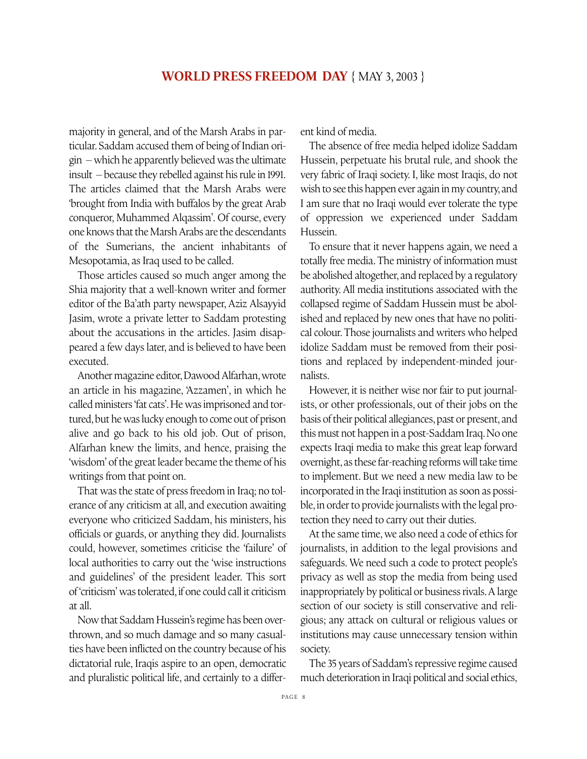majority in general, and of the Marsh Arabs in particular. Saddam accused them of being of Indian origin – which he apparently believed was the ultimate insult – because they rebelled against his rule in 1991. The articles claimed that the Marsh Arabs were 'brought from India with buffalos by the great Arab conqueror, Muhammed Alqassim'. Of course, every one knows that the Marsh Arabs are the descendants of the Sumerians, the ancient inhabitants of Mesopotamia, as Iraq used to be called.

Those articles caused so much anger among the Shia majority that a well-known writer and former editor of the Ba'ath party newspaper, Aziz Alsayyid Jasim, wrote a private letter to Saddam protesting about the accusations in the articles. Jasim disappeared a few days later, and is believed to have been executed.

Another magazine editor, Dawood Alfarhan, wrote an article in his magazine, 'Azzamen', in which he called ministers 'fat cats'. He was imprisoned and tortured, but he was lucky enough to come out of prison alive and go back to his old job. Out of prison, Alfarhan knew the limits, and hence, praising the 'wisdom' of the great leader became the theme of his writings from that point on.

That was the state of press freedom in Iraq; no tolerance of any criticism at all, and execution awaiting everyone who criticized Saddam, his ministers, his officials or guards, or anything they did. Journalists could, however, sometimes criticise the 'failure' of local authorities to carry out the 'wise instructions and guidelines' of the president leader. This sort of 'criticism' was tolerated, if one could call it criticism at all.

Now that Saddam Hussein's regime has been overthrown, and so much damage and so many casualties have been inflicted on the country because of his dictatorial rule, Iraqis aspire to an open, democratic and pluralistic political life, and certainly to a different kind of media.

The absence of free media helped idolize Saddam Hussein, perpetuate his brutal rule, and shook the very fabric of Iraqi society. I, like most Iraqis, do not wish to see this happen ever again in my country, and I am sure that no Iraqi would ever tolerate the type of oppression we experienced under Saddam Hussein.

To ensure that it never happens again, we need a totally free media. The ministry of information must be abolished altogether, and replaced by a regulatory authority. All media institutions associated with the collapsed regime of Saddam Hussein must be abolished and replaced by new ones that have no political colour. Those journalists and writers who helped idolize Saddam must be removed from their positions and replaced by independent-minded journalists.

However, it is neither wise nor fair to put journalists, or other professionals, out of their jobs on the basis of their political allegiances, past or present, and this must not happen in a post-Saddam Iraq. No one expects Iraqi media to make this great leap forward overnight, as these far-reaching reforms will take time to implement. But we need a new media law to be incorporated in the Iraqi institution as soon as possible, in order to provide journalists with the legal protection they need to carry out their duties.

At the same time, we also need a code of ethics for journalists, in addition to the legal provisions and safeguards. We need such a code to protect people's privacy as well as stop the media from being used inappropriately by political or business rivals. A large section of our society is still conservative and religious; any attack on cultural or religious values or institutions may cause unnecessary tension within society.

The 35 years of Saddam's repressive regime caused much deterioration in Iraqi political and social ethics,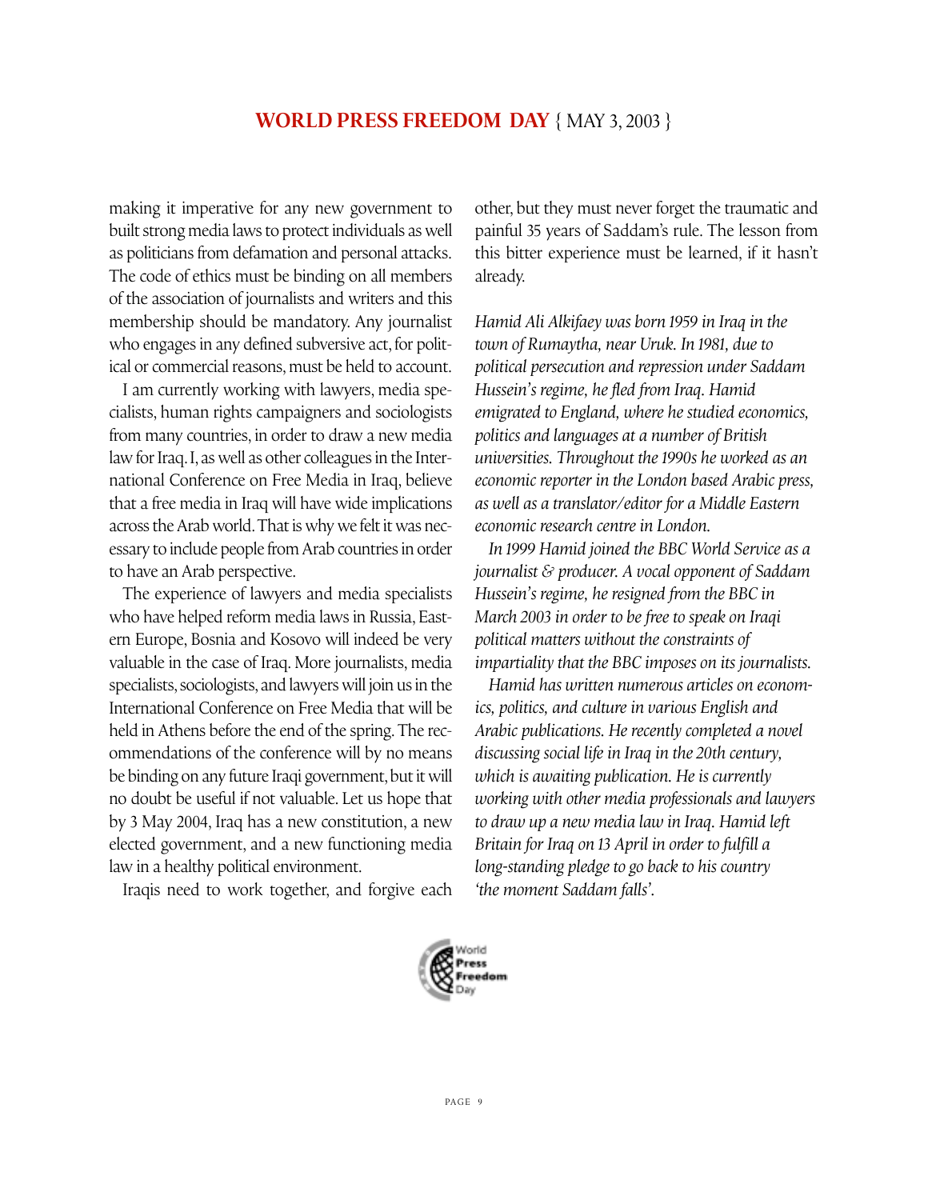making it imperative for any new government to built strong media laws to protect individuals as well as politicians from defamation and personal attacks. The code of ethics must be binding on all members of the association of journalists and writers and this membership should be mandatory. Any journalist who engages in any defined subversive act, for political or commercial reasons, must be held to account.

I am currently working with lawyers, media specialists, human rights campaigners and sociologists from many countries, in order to draw a new media law for Iraq. I, as well as other colleagues in the International Conference on Free Media in Iraq, believe that a free media in Iraq will have wide implications across the Arab world. That is why we felt it was necessary to include people from Arab countries in order to have an Arab perspective.

The experience of lawyers and media specialists who have helped reform media laws in Russia, Eastern Europe, Bosnia and Kosovo will indeed be very valuable in the case of Iraq. More journalists, media specialists, sociologists, and lawyers will join us in the International Conference on Free Media that will be held in Athens before the end of the spring. The recommendations of the conference will by no means be binding on any future Iraqi government, but it will no doubt be useful if not valuable. Let us hope that by 3 May 2004, Iraq has a new constitution, a new elected government, and a new functioning media law in a healthy political environment.

Iraqis need to work together, and forgive each other, but they must never forget the traumatic and painful 35 years of Saddam's rule. The lesson from this bitter experience must be learned, if it hasn't already.

*Hamid Ali Alkifaey was born 1959 in Iraq in the town of Rumaytha, near Uruk. In 1981, due to political persecution and repression under Saddam Hussein's regime, he fled from Iraq. Hamid emigrated to England, where he studied economics, politics and languages at a number of British universities. Throughout the 1990s he worked as an economic reporter in the London based Arabic press, as well as a translator/editor for a Middle Eastern economic research centre in London.*

*In 1999 Hamid joined the BBC World Service as a journalist & producer. A vocal opponent of Saddam Hussein's regime, he resigned from the BBC in March 2003 in order to be free to speak on Iraqi political matters without the constraints of impartiality that the BBC imposes on its journalists.*

*Hamid has written numerous articles on economics, politics, and culture in various English and Arabic publications. He recently completed a novel discussing social life in Iraq in the 20th century, which is awaiting publication. He is currently working with other media professionals and lawyers to draw up a new media law in Iraq. Hamid left Britain for Iraq on 13 April in order to fulfill a long-standing pledge to go back to his country 'the moment Saddam falls'.*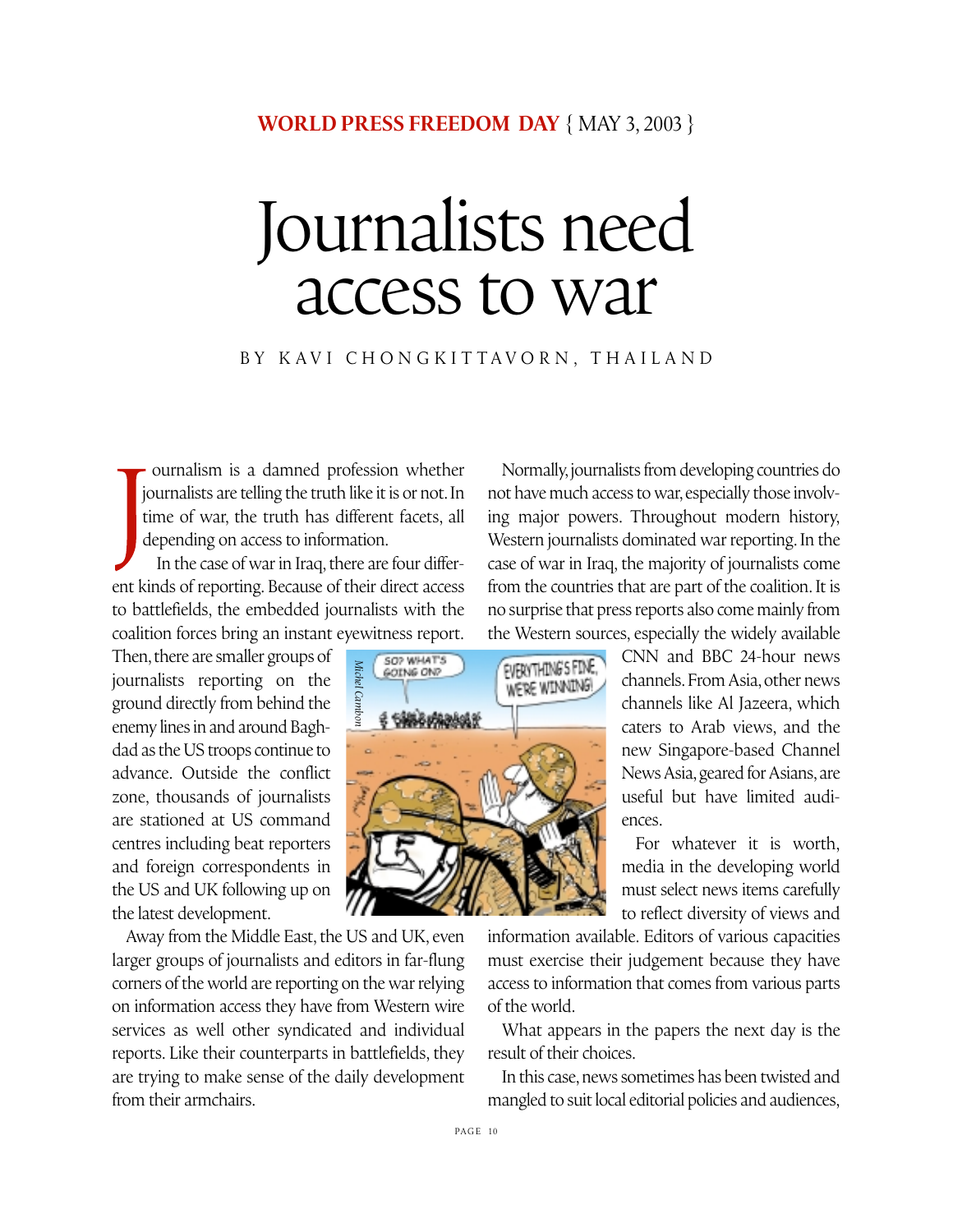**WORLD PRESS FREEDOM DAY** { MAY 3, 2003 }

# Journalists need access to war

BY KAVI CHONGKITTAVORN, THAILAND

Journalism is a damned profession whether journalists are telling the truth like it is or not. In time of war, the truth has different facets, all depending on access to information.

In the case of war in Iraq, there are four different kinds of reporting. Because of their direct access to battlefields, the embedded journalists with the coalition forces bring an instant eyewitness report. Then, there are smaller groups of journalists reporting on the ground directly from behind the enemy lines in and around Baghdad as the US troops continue to advance. Outside the conflict zone, thousands of journalists are stationed at US command centres including beat reporters and foreign correspondents in the US and UK following up on the latest development.

Away from the Middle East, the US and UK, even larger groups of journalists and editors in far-flung corners of the world are reporting on the war relying on information access they have from Western wire services as well other syndicated and individual reports. Like their counterparts in battlefields, they are trying to make sense of the daily development from their armchairs.

Normally, journalists from developing countries do not have much access to war, especially those involving major powers. Throughout modern history, Western journalists dominated war reporting. In the case of war in Iraq, the majority of journalists come from the countries that are part of the coalition. It is no surprise that press reports also come mainly from the Western sources, especially the widely available CNN and BBC 24-hour news channels. From Asia, other news channels like Al Jazeera, which caters to Arab views, and the new Singapore-based Channel News Asia, geared for Asians, are useful but have limited audiences.

For whatever it is worth, media in the developing world must select news items carefully to reflect diversity of views and information available. Editors of various capacities must exercise their judgement because they have access to information that comes from various parts of the world.

What appears in the papers the next day is the result of their choices.

In this case, news sometimes has been twisted and mangled to suit local editorial policies and audiences,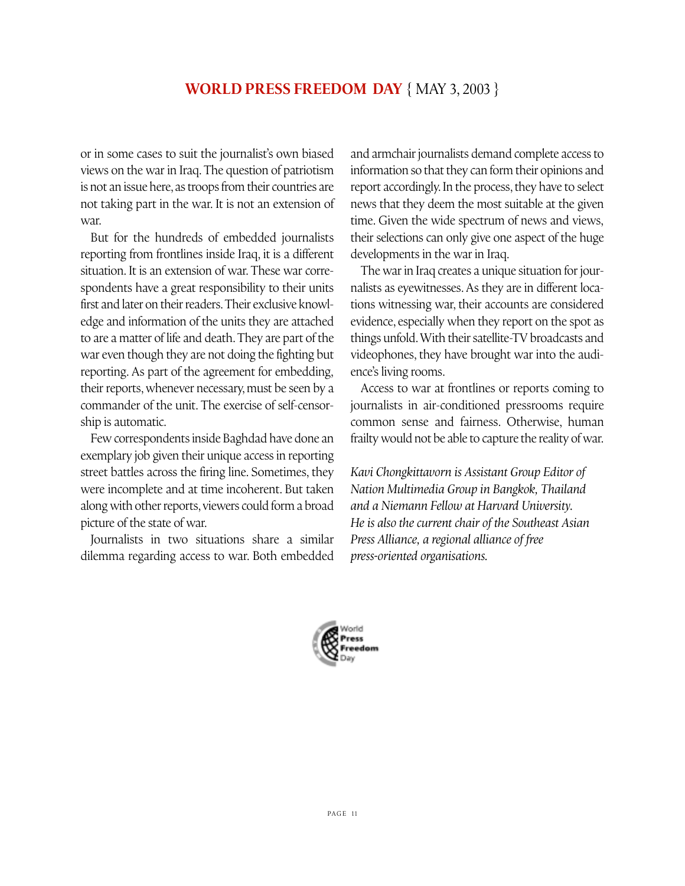or in some cases to suit the journalist's own biased views on the war in Iraq. The question of patriotism is not an issue here, as troops from their countries are not taking part in the war. It is not an extension of war.

But for the hundreds of embedded journalists reporting from frontlines inside Iraq, it is a different situation. It is an extension of war. These war correspondents have a great responsibility to their units first and later on their readers. Their exclusive knowledge and information of the units they are attached to are a matter of life and death. They are part of the war even though they are not doing the fighting but reporting. As part of the agreement for embedding, their reports, whenever necessary, must be seen by a commander of the unit. The exercise of self-censorship is automatic.

Few correspondents inside Baghdad have done an exemplary job given their unique access in reporting street battles across the firing line. Sometimes, they were incomplete and at time incoherent. But taken along with other reports, viewers could form a broad picture of the state of war.

Journalists in two situations share a similar dilemma regarding access to war. Both embedded and armchair journalists demand complete access to information so that they can form their opinions and report accordingly. In the process, they have to select news that they deem the most suitable at the given time. Given the wide spectrum of news and views, their selections can only give one aspect of the huge developments in the war in Iraq.

The war in Iraq creates a unique situation for journalists as eyewitnesses. As they are in different locations witnessing war, their accounts are considered evidence, especially when they report on the spot as things unfold. With their satellite-TV broadcasts and videophones, they have brought war into the audience's living rooms.

Access to war at frontlines or reports coming to journalists in air-conditioned pressrooms require common sense and fairness. Otherwise, human frailty would not be able to capture the reality of war.

*Kavi Chongkittavorn is Assistant Group Editor of Nation Multimedia Group in Bangkok, Thailand and a Niemann Fellow at Harvard University. He is also the current chair of the Southeast Asian Press Alliance, a regional alliance of free press-oriented organisations.*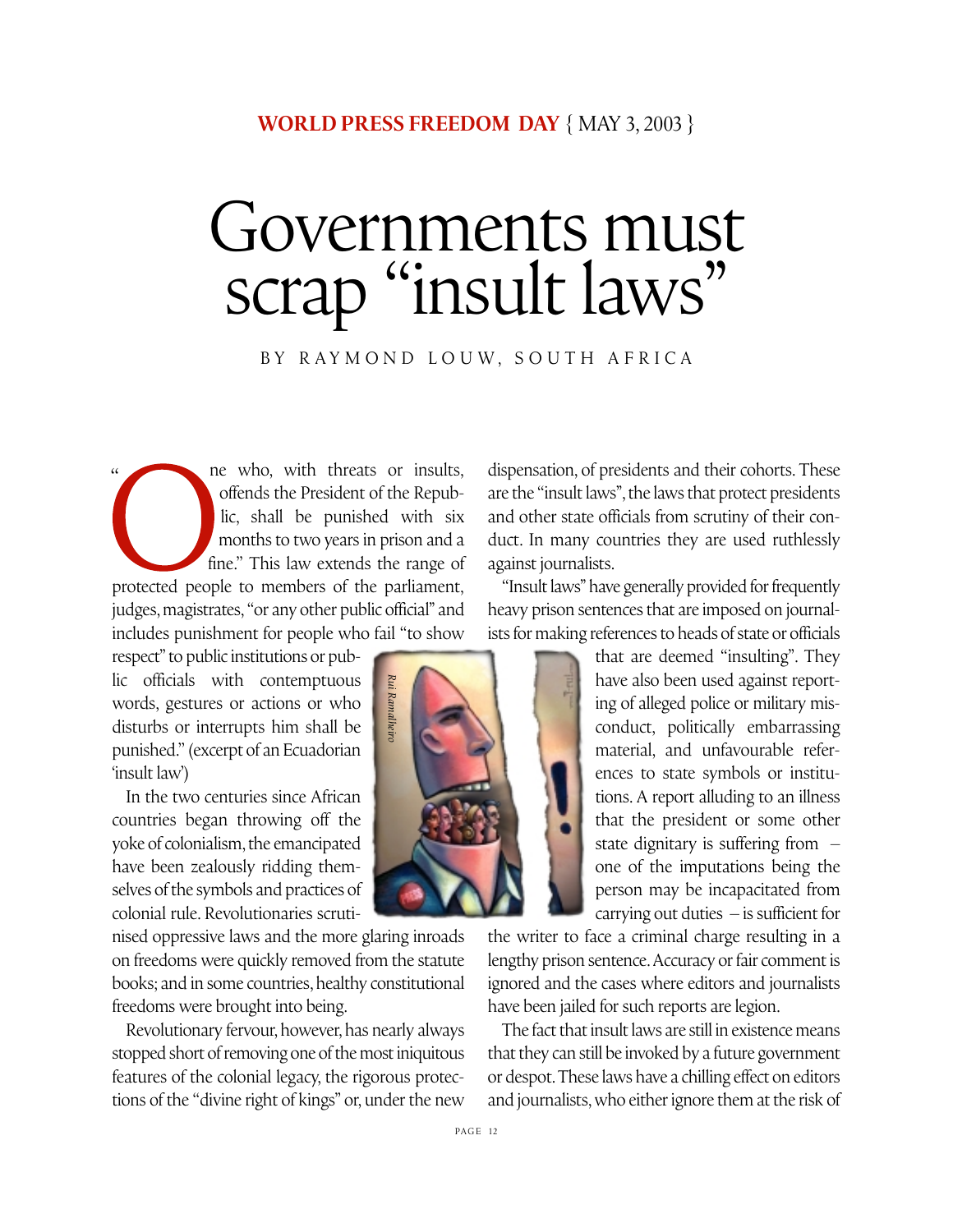**WORLD PRESS FREEDOM DAY** { MAY 3, 2003 }

# Governments must scrap "insult laws"

BY RAYMOND LOUW, SOUTH AFRICA

"One who, with threats or insults, offends the President of the Republic, shall be punished with six months to two years in prison and a fine." This law extends the range of protected people to members of the parliament, judges, magistrates, "or any other public official" and includes punishment for people who fail "to show respect" to public institutions or public officials with contemptuous words, gestures or actions or who disturbs or interrupts him shall be punished." (excerpt of an Ecuadorian 'insult law')

In the two centuries since African countries began throwing off the yoke of colonialism, the emancipated have been zealously ridding themselves of the symbols and practices of colonial rule. Revolutionaries scrutinised oppressive laws and the more glaring inroads on freedoms were quickly removed from the statute books; and in some countries, healthy constitutional freedoms were brought into being.

Revolutionary fervour, however, has nearly always stopped short of removing one of the most iniquitous features of the colonial legacy, the rigorous protections of the "divine right of kings" or, under the new dispensation, of presidents and their cohorts. These are the "insult laws", the laws that protect presidents and other state officials from scrutiny of their conduct. In many countries they are used ruthlessly against journalists.

"Insult laws" have generally provided for frequently heavy prison sentences that are imposed on journalists for making references to heads of state or officials that are deemed "insulting". They have also been used against reporting of alleged police or military misconduct, politically embarrassing material, and unfavourable references to state symbols or institutions. A report alluding to an illness that the president or some other state dignitary is suffering from – one of the imputations being the person may be incapacitated from carrying out duties – is sufficient for the writer to face a criminal charge resulting in a lengthy prison sentence. Accuracy or fair comment is ignored and the cases where editors and journalists have been jailed for such reports are legion.

The fact that insult laws are still in existence means that they can still be invoked by a future government or despot. These laws have a chilling effect on editors and journalists, who either ignore them at the risk of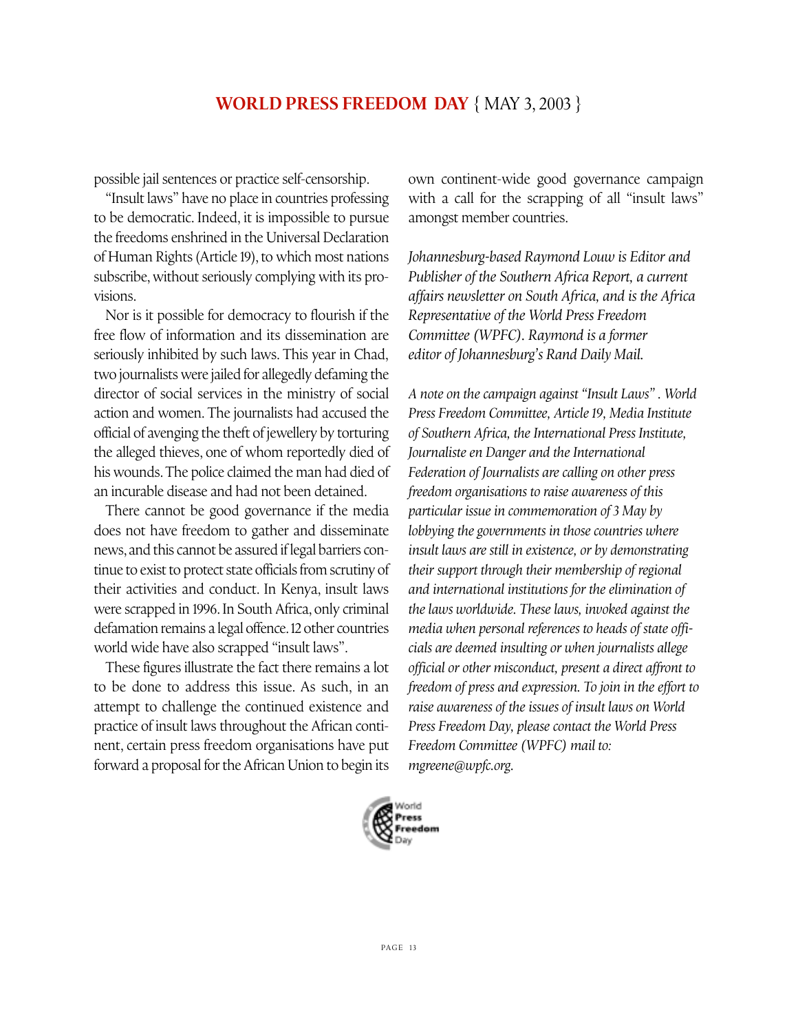possible jail sentences or practice self-censorship.

"Insult laws" have no place in countries professing to be democratic. Indeed, it is impossible to pursue the freedoms enshrined in the Universal Declaration of Human Rights (Article 19), to which most nations subscribe, without seriously complying with its provisions.

Nor is it possible for democracy to flourish if the free flow of information and its dissemination are seriously inhibited by such laws. This year in Chad, two journalists were jailed for allegedly defaming the director of social services in the ministry of social action and women. The journalists had accused the official of avenging the theft of jewellery by torturing the alleged thieves, one of whom reportedly died of his wounds. The police claimed the man had died of an incurable disease and had not been detained.

There cannot be good governance if the media does not have freedom to gather and disseminate news, and this cannot be assured if legal barriers continue to exist to protect state officials from scrutiny of their activities and conduct. In Kenya, insult laws were scrapped in 1996. In South Africa, only criminal defamation remains a legal offence. 12 other countries world wide have also scrapped "insult laws".

These figures illustrate the fact there remains a lot to be done to address this issue. As such, in an attempt to challenge the continued existence and practice of insult laws throughout the African continent, certain press freedom organisations have put forward a proposal for the African Union to begin its own continent-wide good governance campaign with a call for the scrapping of all "insult laws" amongst member countries.

*Johannesburg-based Raymond Louw is Editor and Publisher of the Southern Africa Report, a current affairs newsletter on South Africa, and is the Africa Representative of the World Press Freedom Committee (WPFC). Raymond is a former editor of Johannesburg's Rand Daily Mail.*

*A note on the campaign against "Insult Laws" . World Press Freedom Committee, Article 19, Media Institute of Southern Africa, the International Press Institute, Journaliste en Danger and the International Federation of Journalists are calling on other press freedom organisations to raise awareness of this particular issue in commemoration of 3 May by lobbying the governments in those countries where insult laws are still in existence, or by demonstrating their support through their membership of regional and international institutions for the elimination of the laws worldwide. These laws, invoked against the media when personal references to heads of state officials are deemed insulting or when journalists allege official or other misconduct, present a direct affront to freedom of press and expression. To join in the effort to raise awareness of the issues of insult laws on World Press Freedom Day, please contact the World Press Freedom Committee (WPFC) mail to: mgreene@wpfc.org.*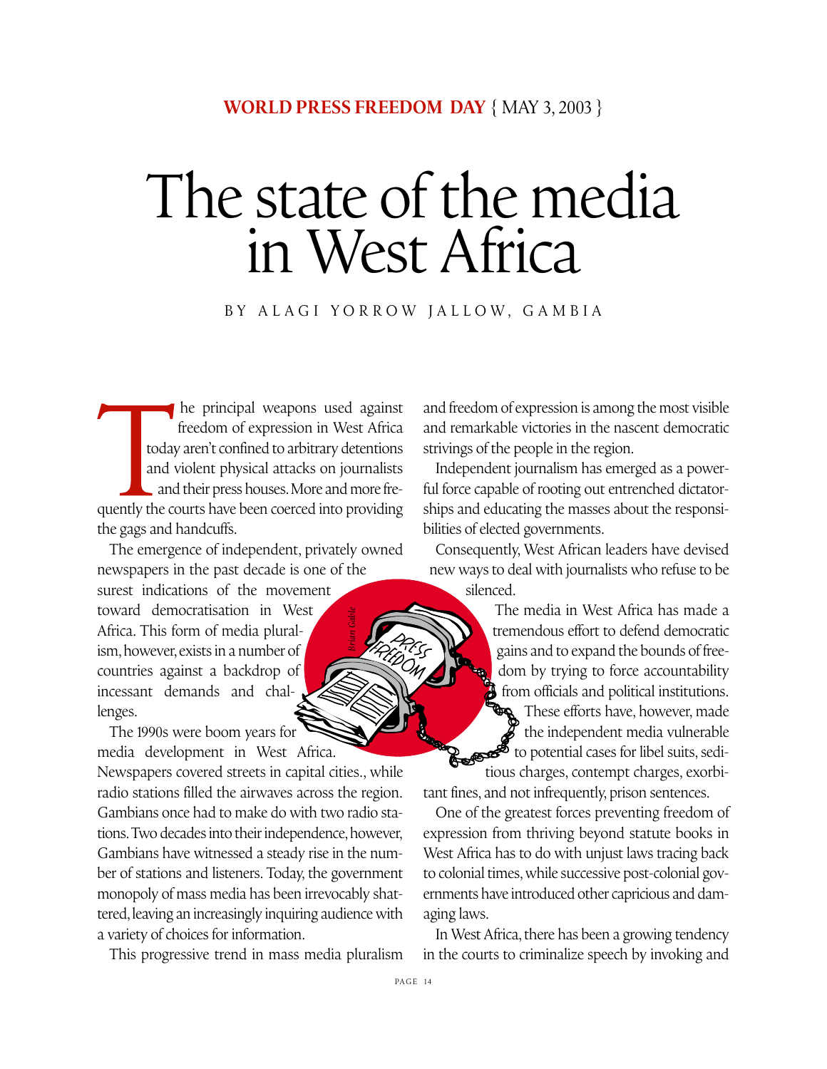**WORLD PRESS FREEDOM DAY** { MAY 3, 2003 }

# The state of the media in West Africa

BY ALAGI YORROW JALLOW, GAMBIA

The principal weapons used against freedom of expression in West Africa today aren't confined to arbitrary detentions and violent physical attacks on journalists and their press houses. More and more frequently the courts have been coerced into providing the gags and handcuffs.

The emergence of independent, privately owned newspapers in the past decade is one of the surest indications of the movement toward democratisation in West Africa. This form of media pluralism, however, exists in a number of countries against a backdrop of incessant demands and challenges.

The 1990s were boom years for media development in West Africa. Newspapers covered streets in capital cities., while radio stations filled the airwaves across the region. Gambians once had to make do with two radio stations. Two decades into their independence, however, Gambians have witnessed a steady rise in the number of stations and listeners. Today, the government monopoly of mass media has been irrevocably shattered, leaving an increasingly inquiring audience with a variety of choices for information.

This progressive trend in mass media pluralism and freedom of expression is among the most visible and remarkable victories in the nascent democratic strivings of the people in the region.

Independent journalism has emerged as a powerful force capable of rooting out entrenched dictatorships and educating the masses about the responsibilities of elected governments.

Consequently, West African leaders have devised new ways to deal with journalists who refuse to be silenced.

The media in West Africa has made a tremendous effort to defend democratic gains and to expand the bounds of freedom by trying to force accountability from officials and political institutions. These efforts have, however, made the independent media vulnerable to potential cases for libel suits, seditious charges, contempt charges, exorbitant fines, and not infrequently, prison sentences.

One of the greatest forces preventing freedom of expression from thriving beyond statute books in West Africa has to do with unjust laws tracing back to colonial times, while successive post-colonial governments have introduced other capricious and damaging laws.

In West Africa, there has been a growing tendency in the courts to criminalize speech by invoking and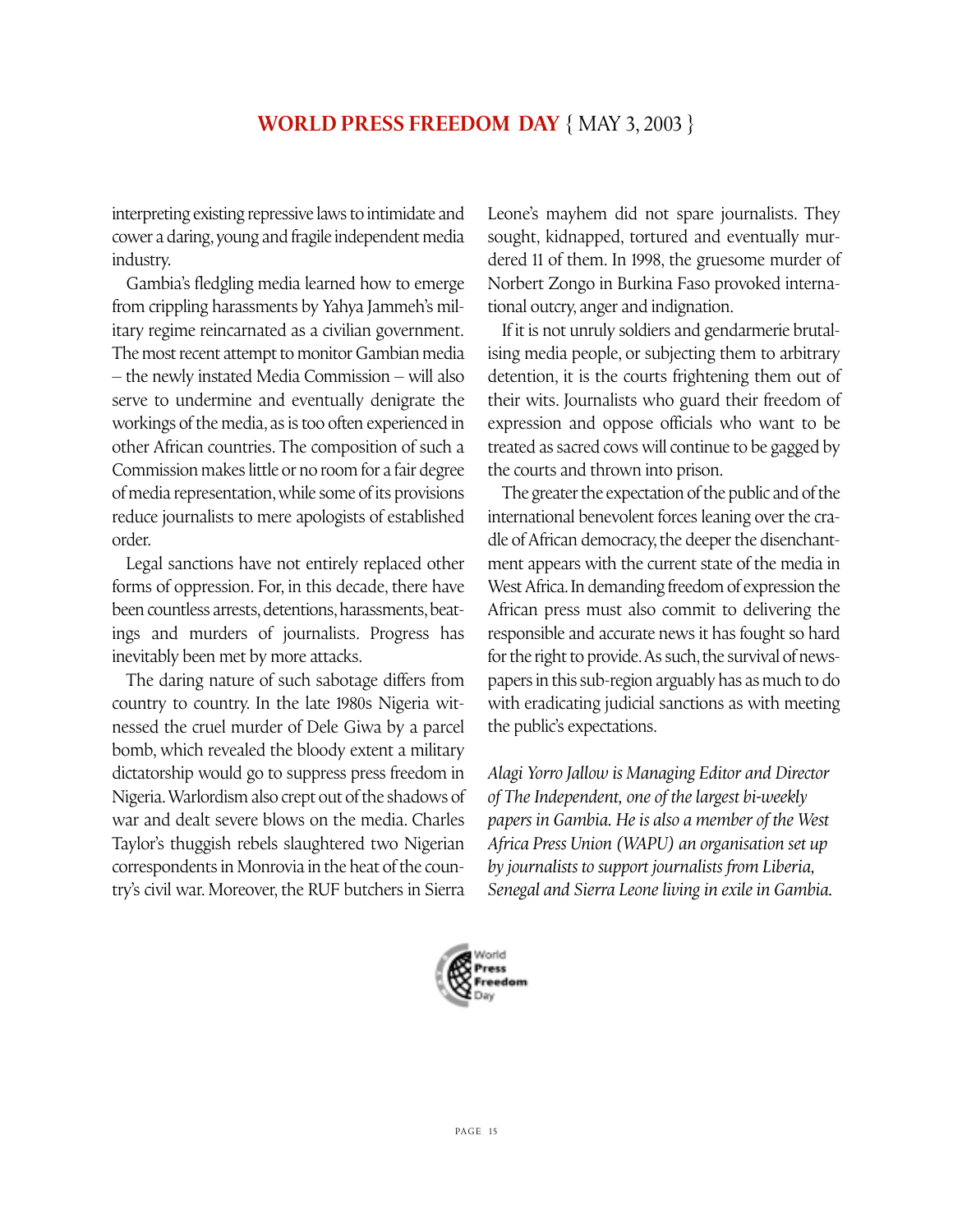interpreting existing repressive laws to intimidate and cower a daring, young and fragile independent media industry.

Gambia's fledgling media learned how to emerge from crippling harassments by Yahya Jammeh's military regime reincarnated as a civilian government. The most recent attempt to monitor Gambian media – the newly instated Media Commission – will also serve to undermine and eventually denigrate the workings of the media, as is too often experienced in other African countries. The composition of such a Commission makes little or no room for a fair degree of media representation, while some of its provisions reduce journalists to mere apologists of established order.

Legal sanctions have not entirely replaced other forms of oppression. For, in this decade, there have been countless arrests, detentions, harassments, beatings and murders of journalists. Progress has inevitably been met by more attacks.

The daring nature of such sabotage differs from country to country. In the late 1980s Nigeria witnessed the cruel murder of Dele Giwa by a parcel bomb, which revealed the bloody extent a military dictatorship would go to suppress press freedom in Nigeria. Warlordism also crept out of the shadows of war and dealt severe blows on the media. Charles Taylor's thuggish rebels slaughtered two Nigerian correspondents in Monrovia in the heat of the country's civil war. Moreover, the RUF butchers in Sierra Leone's mayhem did not spare journalists. They sought, kidnapped, tortured and eventually murdered 11 of them. In 1998, the gruesome murder of Norbert Zongo in Burkina Faso provoked international outcry, anger and indignation.

If it is not unruly soldiers and gendarmerie brutalising media people, or subjecting them to arbitrary detention, it is the courts frightening them out of their wits. Journalists who guard their freedom of expression and oppose officials who want to be treated as sacred cows will continue to be gagged by the courts and thrown into prison.

The greater the expectation of the public and of the international benevolent forces leaning over the cradle of African democracy, the deeper the disenchantment appears with the current state of the media in West Africa. In demanding freedom of expression the African press must also commit to delivering the responsible and accurate news it has fought so hard for the right to provide. As such, the survival of newspapers in this sub-region arguably has as much to do with eradicating judicial sanctions as with meeting the public's expectations.

*Alagi Yorro Jallow is Managing Editor and Director of The Independent, one of the largest bi-weekly papers in Gambia. He is also a member of the West Africa Press Union (WAPU) an organisation set up by journalists to support journalists from Liberia, Senegal and Sierra Leone living in exile in Gambia.*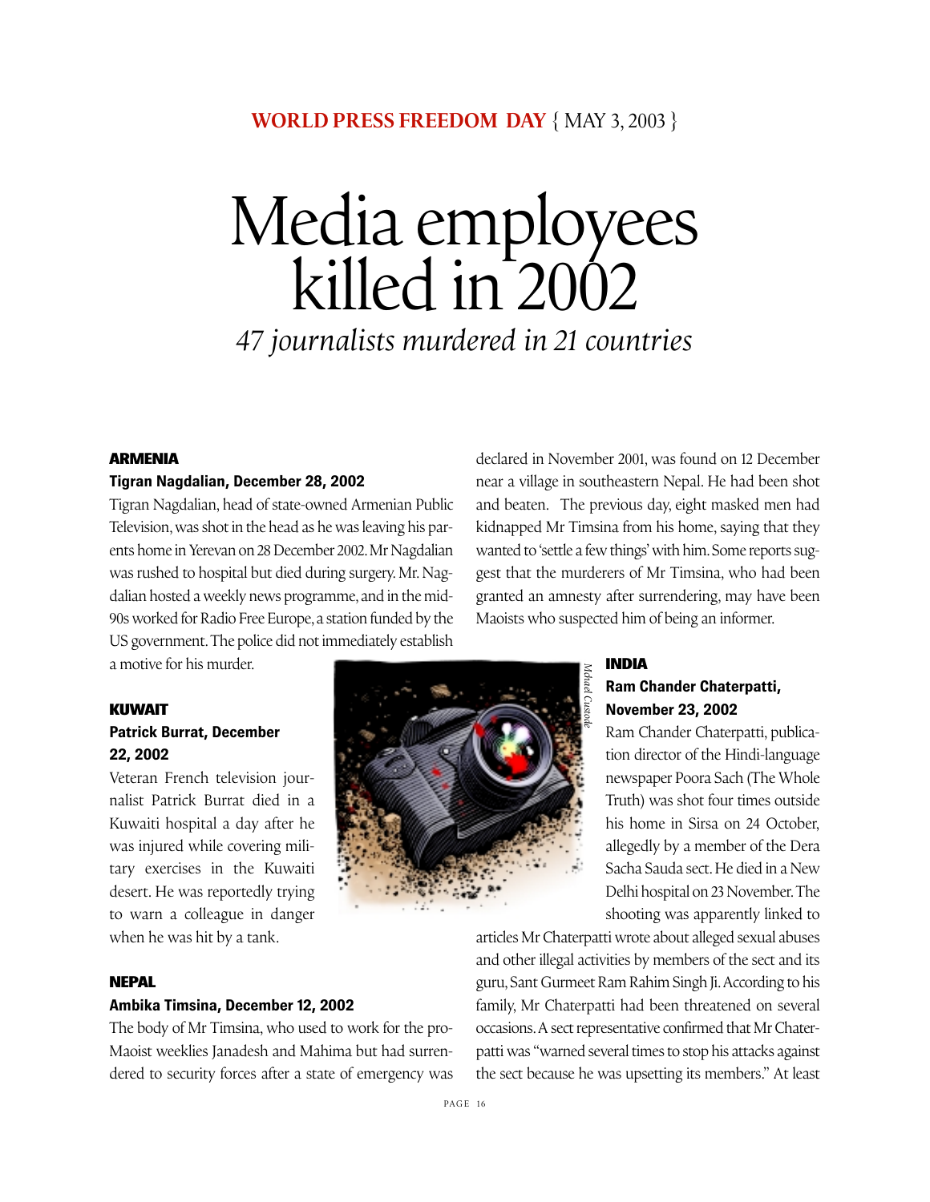**WORLD PRESS FREEDOM DAY** { MAY 3, 2003 }

# Media employees killed in 2002

*47 journalists murdered in 21 countries*

### ARMENIA

**Tigran Nagdalian, December 28, 2002**

Tigran Nagdalian, head of state-owned Armenian Public Television, was shot in the head as he was leaving his parents home in Yerevan on 28 December 2002. Mr Nagdalian was rushed to hospital but died during surgery. Mr. Nagdalian hosted a weekly news programme, and in the mid-90s worked for Radio Free Europe, a station funded by the US government. The police did not immediately establish a motive for his murder.

### KUWAIT

**Patrick Burrat, December 22, 2002**

Veteran French television journalist Patrick Burrat died in a Kuwaiti hospital a day after he was injured while covering military exercises in the Kuwaiti desert. He was reportedly trying to warn a colleague in danger when he was hit by a tank.

### NEPAL

**Ambika Timsina, December 12, 2002**

The body of Mr Timsina, who used to work for the pro-Maoist weeklies Janadesh and Mahima but had surrendered to security forces after a state of emergency was declared in November 2001, was found on 12 December near a village in southeastern Nepal. He had been shot and beaten. The previous day, eight masked men had kidnapped Mr Timsina from his home, saying that they wanted to 'settle a few things' with him. Some reports suggest that the murderers of Mr Timsina, who had been granted an amnesty after surrendering, may have been Maoists who suspected him of being an informer.

*Michael Custode*

### INDIA

**Ram Chander Chaterpatti, November 23, 2002**

Ram Chander Chaterpatti, publication director of the Hindi-language newspaper Poora Sach (The Whole Truth) was shot four times outside his home in Sirsa on 24 October, allegedly by a member of the Dera Sacha Sauda sect. He died in a New Delhi hospital on 23 November. The shooting was apparently linked to articles Mr Chaterpatti wrote about alleged sexual abuses and other illegal activities by members of the sect and its guru, Sant Gurmeet Ram Rahim Singh Ji. According to his family, Mr Chaterpatti had been threatened on several occasions. A sect representative confirmed that Mr Chaterpatti was "warned several times to stop his attacks against the sect because he was upsetting its members." At least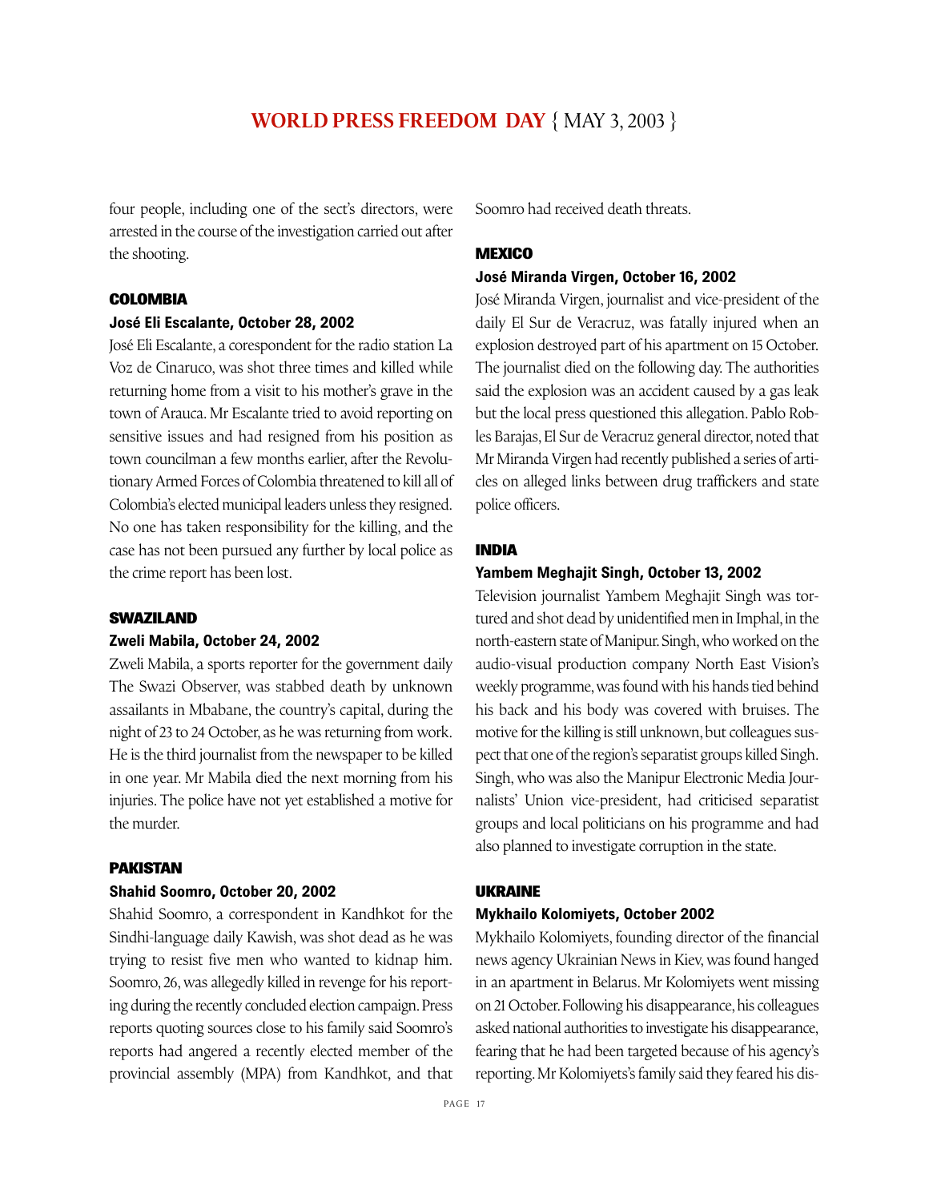four people, including one of the sect's directors, were arrested in the course of the investigation carried out after the shooting.

### COLOMBIA

#### José Eli Escalante, October 28, 2002

José Eli Escalante, a corespondent for the radio station La Voz de Cinaruco, was shot three times and killed while returning home from a visit to his mother's grave in the town of Arauca. Mr Escalante tried to avoid reporting on sensitive issues and had resigned from his position as town councilman a few months earlier, after the Revolutionary Armed Forces of Colombia threatened to kill all of Colombia's elected municipal leaders unless they resigned. No one has taken responsibility for the killing, and the case has not been pursued any further by local police as the crime report has been lost.

### SWAZILAND

#### Zweli Mabila, October 24, 2002

Zweli Mabila, a sports reporter for the government daily The Swazi Observer, was stabbed death by unknown assailants in Mbabane, the country's capital, during the night of 23 to 24 October, as he was returning from work. He is the third journalist from the newspaper to be killed in one year. Mr Mabila died the next morning from his injuries. The police have not yet established a motive for the murder.

### PAKISTAN

#### Shahid Soomro, October 20, 2002

Shahid Soomro, a correspondent in Kandhkot for the Sindhi-language daily Kawish, was shot dead as he was trying to resist five men who wanted to kidnap him. Soomro, 26, was allegedly killed in revenge for his reporting during the recently concluded election campaign. Press reports quoting sources close to his family said Soomro's reports had angered a recently elected member of the provincial assembly (MPA) from Kandhkot, and that Soomro had received death threats.

### MEXICO

#### José Miranda Virgen, October 16, 2002

José Miranda Virgen, journalist and vice-president of the daily El Sur de Veracruz, was fatally injured when an explosion destroyed part of his apartment on 15 October. The journalist died on the following day. The authorities said the explosion was an accident caused by a gas leak but the local press questioned this allegation. Pablo Robles Barajas, El Sur de Veracruz general director, noted that Mr Miranda Virgen had recently published a series of articles on alleged links between drug traffickers and state police officers.

### INDIA

#### Yambem Meghajit Singh, October 13, 2002

Television journalist Yambem Meghajit Singh was tortured and shot dead by unidentified men in Imphal, in the north-eastern state of Manipur. Singh, who worked on the audio-visual production company North East Vision's weekly programme, was found with his hands tied behind his back and his body was covered with bruises. The motive for the killing is still unknown, but colleagues suspect that one of the region's separatist groups killed Singh. Singh, who was also the Manipur Electronic Media Journalists' Union vice-president, had criticised separatist groups and local politicians on his programme and had also planned to investigate corruption in the state.

### UKRAINE

#### Mykhailo Kolomiyets, October 2002

Mykhailo Kolomiyets, founding director of the financial news agency Ukrainian News in Kiev, was found hanged in an apartment in Belarus. Mr Kolomiyets went missing on 21 October. Following his disappearance, his colleagues asked national authorities to investigate his disappearance, fearing that he had been targeted because of his agency's reporting. Mr Kolomiyets's family said they feared his dis-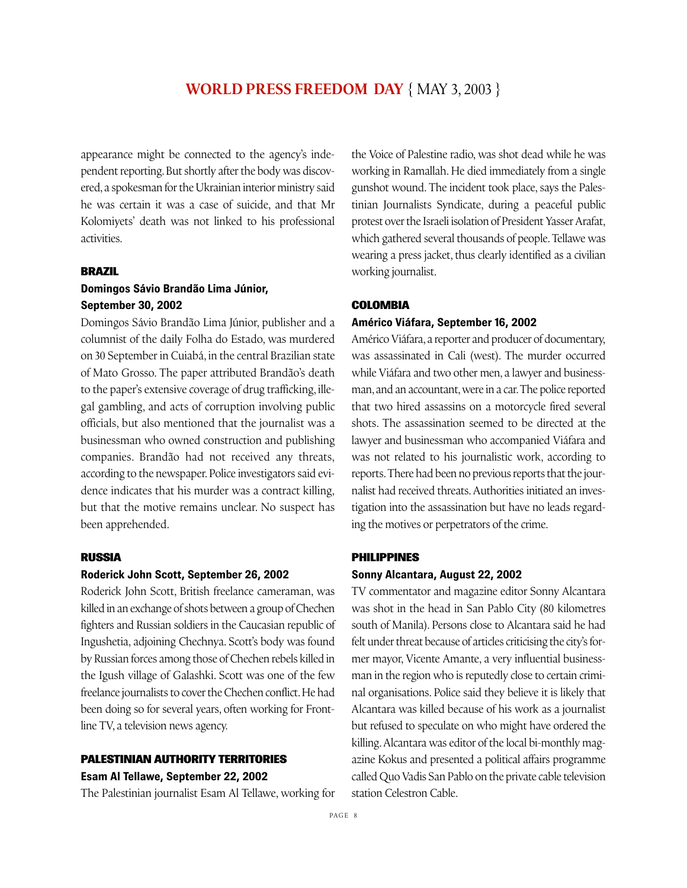appearance might be connected to the agency's independent reporting. But shortly after the body was discovered, a spokesman for the Ukrainian interior ministry said he was certain it was a case of suicide, and that Mr Kolomiyets' death was not linked to his professional activities.

## BRAZIL

### Domingos Sávio Brandão Lima Júnior, September 30, 2002

Domingos Sávio Brandão Lima Júnior, publisher and a columnist of the daily Folha do Estado, was murdered on 30 September in Cuiabá, in the central Brazilian state of Mato Grosso. The paper attributed Brandão's death to the paper's extensive coverage of drug trafficking, illegal gambling, and acts of corruption involving public officials, but also mentioned that the journalist was a businessman who owned construction and publishing companies. Brandão had not received any threats, according to the newspaper. Police investigators said evidence indicates that his murder was a contract killing, but that the motive remains unclear. No suspect has been apprehended.

## RUSSIA

### Roderick John Scott, September 26, 2002

Roderick John Scott, British freelance cameraman, was killed in an exchange of shots between a group of Chechen fighters and Russian soldiers in the Caucasian republic of Ingushetia, adjoining Chechnya. Scott's body was found by Russian forces among those of Chechen rebels killed in the Igush village of Galashki. Scott was one of the few freelance journalists to cover the Chechen conflict. He had been doing so for several years, often working for Frontline TV, a television news agency.

## PALESTINIAN AUTHORITY TERRITORIES

### Esam Al Tellawe, September 22, 2002

The Palestinian journalist Esam Al Tellawe, working for the Voice of Palestine radio, was shot dead while he was working in Ramallah. He died immediately from a single gunshot wound. The incident took place, says the Palestinian Journalists Syndicate, during a peaceful public protest over the Israeli isolation of President Yasser Arafat, which gathered several thousands of people. Tellawe was wearing a press jacket, thus clearly identified as a civilian working journalist.

## COLOMBIA

### Américo Viáfara, September 16, 2002

Américo Viáfara, a reporter and producer of documentary, was assassinated in Cali (west). The murder occurred while Viáfara and two other men, a lawyer and businessman, and an accountant, were in a car. The police reported that two hired assassins on a motorcycle fired several shots. The assassination seemed to be directed at the lawyer and businessman who accompanied Viáfara and was not related to his journalistic work, according to reports. There had been no previous reports that the journalist had received threats. Authorities initiated an investigation into the assassination but have no leads regarding the motives or perpetrators of the crime.

## PHILIPPINES

### Sonny Alcantara, August 22, 2002

TV commentator and magazine editor Sonny Alcantara was shot in the head in San Pablo City (80 kilometres south of Manila). Persons close to Alcantara said he had felt under threat because of articles criticising the city's former mayor, Vicente Amante, a very influential businessman in the region who is reputedly close to certain criminal organisations. Police said they believe it is likely that Alcantara was killed because of his work as a journalist but refused to speculate on who might have ordered the killing. Alcantara was editor of the local bi-monthly magazine Kokus and presented a political affairs programme called Quo Vadis San Pablo on the private cable television station Celestron Cable.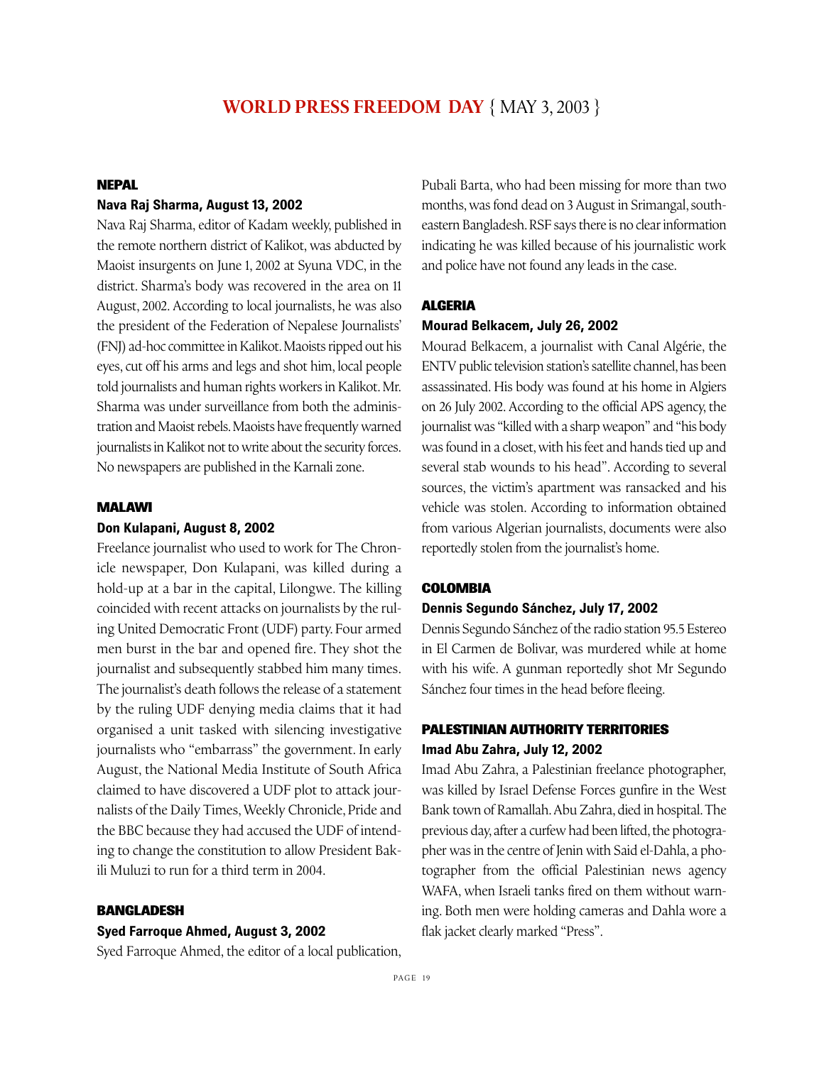## NEPAL

### Nava Raj Sharma, August 13, 2002

Nava Raj Sharma, editor of Kadam weekly, published in the remote northern district of Kalikot, was abducted by Maoist insurgents on June 1, 2002 at Syuna VDC, in the district. Sharma's body was recovered in the area on 11 August, 2002. According to local journalists, he was also the president of the Federation of Nepalese Journalists' (FNJ) ad-hoc committee in Kalikot. Maoists ripped out his eyes, cut off his arms and legs and shot him, local people told journalists and human rights workers in Kalikot. Mr. Sharma was under surveillance from both the administration and Maoist rebels. Maoists have frequently warned journalists in Kalikot not to write about the security forces. No newspapers are published in the Karnali zone.

## MALAWI

### Don Kulapani, August 8, 2002

Freelance journalist who used to work for The Chronicle newspaper, Don Kulapani, was killed during a hold-up at a bar in the capital, Lilongwe. The killing coincided with recent attacks on journalists by the ruling United Democratic Front (UDF) party. Four armed men burst in the bar and opened fire. They shot the journalist and subsequently stabbed him many times. The journalist's death follows the release of a statement by the ruling UDF denying media claims that it had organised a unit tasked with silencing investigative journalists who "embarrass" the government. In early August, the National Media Institute of South Africa claimed to have discovered a UDF plot to attack journalists of the Daily Times, Weekly Chronicle, Pride and the BBC because they had accused the UDF of intending to change the constitution to allow President Bakili Muluzi to run for a third term in 2004.

## BANGLADESH

### Syed Farroque Ahmed, August 3, 2002

Syed Farroque Ahmed, the editor of a local publication, Pubali Barta, who had been missing for more than two months, was fond dead on 3 August in Srimangal, southeastern Bangladesh. RSF says there is no clear information indicating he was killed because of his journalistic work and police have not found any leads in the case.

## ALGERIA

### Mourad Belkacem, July 26, 2002

Mourad Belkacem, a journalist with Canal Algérie, the ENTV public television station's satellite channel, has been assassinated. His body was found at his home in Algiers on 26 July 2002. According to the official APS agency, the journalist was "killed with a sharp weapon" and "his body was found in a closet, with his feet and hands tied up and several stab wounds to his head". According to several sources, the victim's apartment was ransacked and his vehicle was stolen. According to information obtained from various Algerian journalists, documents were also reportedly stolen from the journalist's home.

## COLOMBIA

### Dennis Segundo Sánchez, July 17, 2002

Dennis Segundo Sánchez of the radio station 95.5 Estereo in El Carmen de Bolivar, was murdered while at home with his wife. A gunman reportedly shot Mr Segundo Sánchez four times in the head before fleeing.

## PALESTINIAN AUTHORITY TERRITORIES

### Imad Abu Zahra, July 12, 2002

Imad Abu Zahra, a Palestinian freelance photographer, was killed by Israel Defense Forces gunfire in the West Bank town of Ramallah. Abu Zahra, died in hospital. The previous day, after a curfew had been lifted, the photographer was in the centre of Jenin with Said el-Dahla, a photographer from the official Palestinian news agency WAFA, when Israeli tanks fired on them without warning. Both men were holding cameras and Dahla wore a flak jacket clearly marked "Press".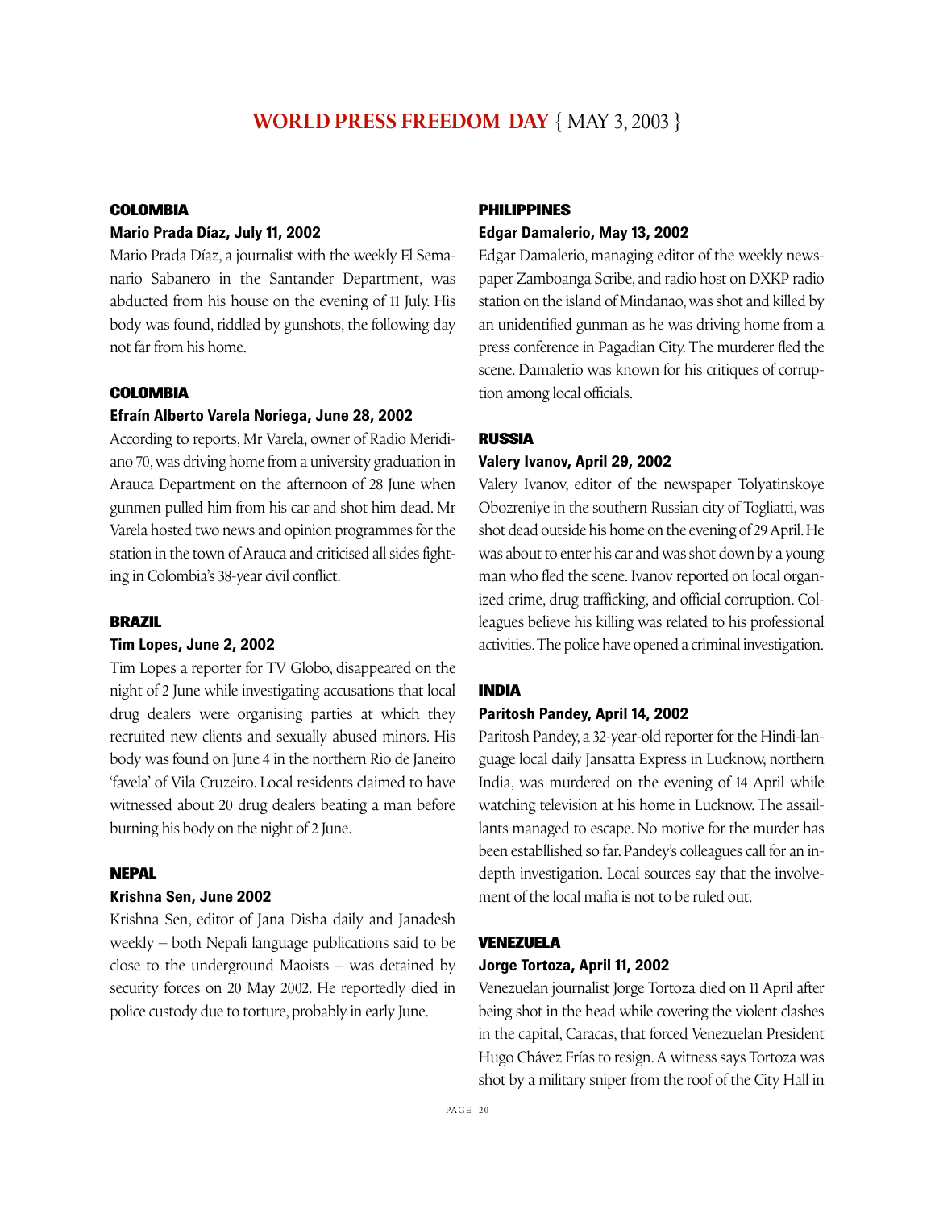## WORLD PRESS FREEDOM DAY { MAY 3, 2003 }

### COLOMBIA

**Mario Prada Díaz, July 11, 2002**

Mario Prada Díaz, a journalist with the weekly El Semanario Sabanero in the Santander Department, was abducted from his house on the evening of 11 July. His body was found, riddled by gunshots, the following day not far from his home.

### COLOMBIA

**Efraín Alberto Varela Noriega, June 28, 2002**

According to reports, Mr Varela, owner of Radio Meridiano 70, was driving home from a university graduation in Arauca Department on the afternoon of 28 June when gunmen pulled him from his car and shot him dead. Mr Varela hosted two news and opinion programmes for the station in the town of Arauca and criticised all sides fighting in Colombia's 38-year civil conflict.

### BRAZIL

**Tim Lopes, June 2, 2002**

Tim Lopes a reporter for TV Globo, disappeared on the night of 2 June while investigating accusations that local drug dealers were organising parties at which they recruited new clients and sexually abused minors. His body was found on June 4 in the northern Rio de Janeiro 'favela' of Vila Cruzeiro. Local residents claimed to have witnessed about 20 drug dealers beating a man before burning his body on the night of 2 June.

### NEPAL

**Krishna Sen, June 2002**

Krishna Sen, editor of Jana Disha daily and Janadesh weekly – both Nepali language publications said to be close to the underground Maoists – was detained by security forces on 20 May 2002. He reportedly died in police custody due to torture, probably in early June.

### PHILIPPINES

**Edgar Damalerio, May 13, 2002**

Edgar Damalerio, managing editor of the weekly newspaper Zamboanga Scribe, and radio host on DXKP radio station on the island of Mindanao, was shot and killed by an unidentified gunman as he was driving home from a press conference in Pagadian City. The murderer fled the scene. Damalerio was known for his critiques of corruption among local officials.

### RUSSIA

**Valery Ivanov, April 29, 2002**

Valery Ivanov, editor of the newspaper Tolyatinskoye Obozreniye in the southern Russian city of Togliatti, was shot dead outside his home on the evening of 29 April. He was about to enter his car and was shot down by a young man who fled the scene. Ivanov reported on local organized crime, drug trafficking, and official corruption. Colleagues believe his killing was related to his professional activities. The police have opened a criminal investigation.

### INDIA

**Paritosh Pandey, April 14, 2002**

Paritosh Pandey, a 32-year-old reporter for the Hindi-language local daily Jansatta Express in Lucknow, northern India, was murdered on the evening of 14 April while watching television at his home in Lucknow. The assailants managed to escape. No motive for the murder has been establlished so far. Pandey's colleagues call for an in-depth investigation. Local sources say that the involvement of the local mafia is not to be ruled out.

### VENEZUELA

**Jorge Tortoza, April 11, 2002**

Venezuelan journalist Jorge Tortoza died on 11 April after being shot in the head while covering the violent clashes in the capital, Caracas, that forced Venezuelan President Hugo Chávez Frías to resign. A witness says Tortoza was shot by a military sniper from the roof of the City Hall in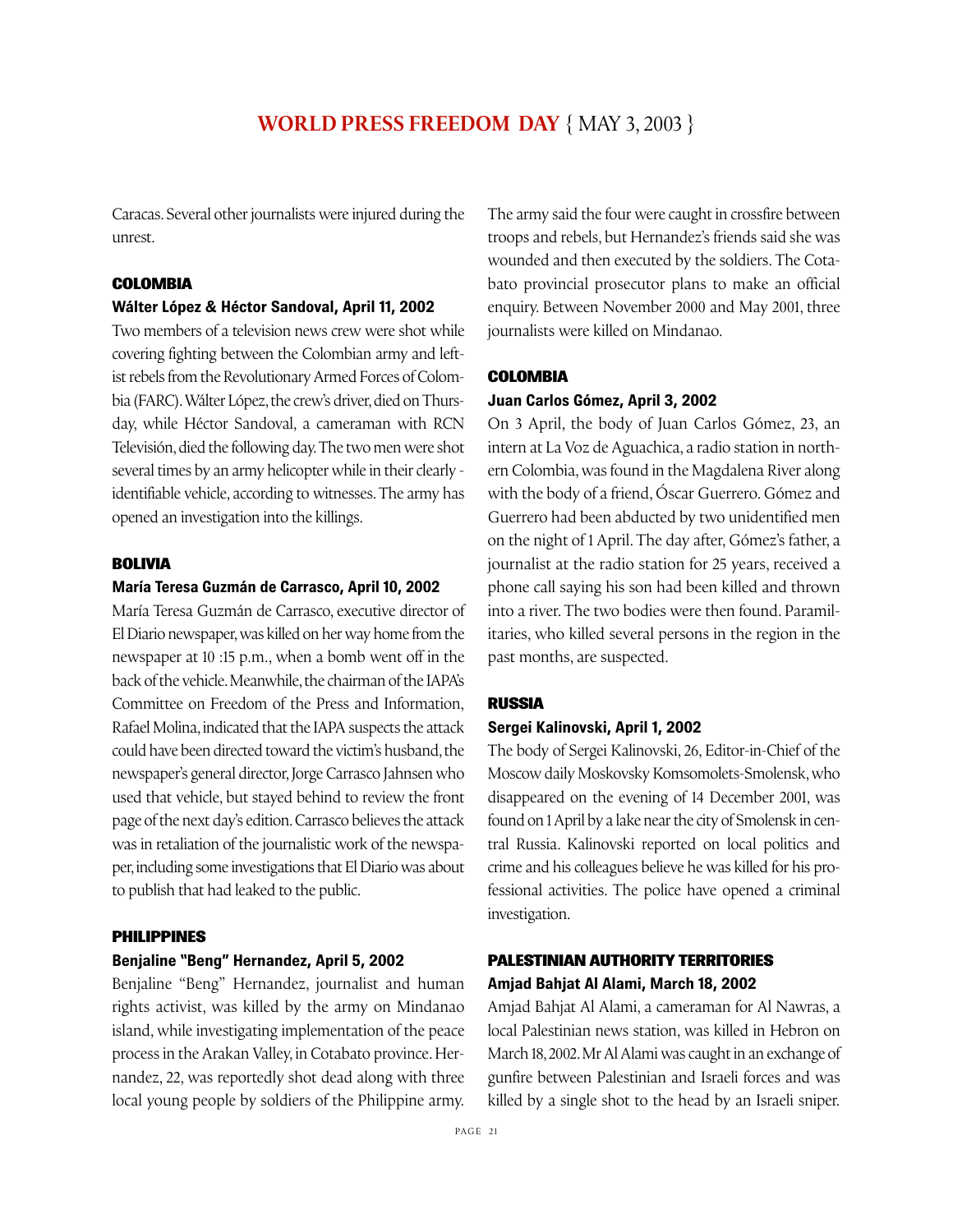Caracas. Several other journalists were injured during the unrest.

## COLOMBIA

### Wálter López & Héctor Sandoval, April 11, 2002

Two members of a television news crew were shot while covering fighting between the Colombian army and leftist rebels from the Revolutionary Armed Forces of Colombia (FARC). Wálter López, the crew's driver, died on Thursday, while Héctor Sandoval, a cameraman with RCN Televisión, died the following day. The two men were shot several times by an army helicopter while in their clearly - identifiable vehicle, according to witnesses. The army has opened an investigation into the killings.

## BOLIVIA

### María Teresa Guzmán de Carrasco, April 10, 2002

María Teresa Guzmán de Carrasco, executive director of El Diario newspaper, was killed on her way home from the newspaper at 10 :15 p.m., when a bomb went off in the back of the vehicle. Meanwhile, the chairman of the IAPA's Committee on Freedom of the Press and Information, Rafael Molina, indicated that the IAPA suspects the attack could have been directed toward the victim's husband, the newspaper's general director, Jorge Carrasco Jahnsen who used that vehicle, but stayed behind to review the front page of the next day's edition. Carrasco believes the attack was in retaliation of the journalistic work of the newspaper, including some investigations that El Diario was about to publish that had leaked to the public.

## PHILIPPINES

### Benjaline "Beng" Hernandez, April 5, 2002

Benjaline "Beng" Hernandez, journalist and human rights activist, was killed by the army on Mindanao island, while investigating implementation of the peace process in the Arakan Valley, in Cotabato province. Hernandez, 22, was reportedly shot dead along with three local young people by soldiers of the Philippine army. The army said the four were caught in crossfire between troops and rebels, but Hernandez's friends said she was wounded and then executed by the soldiers. The Cotabato provincial prosecutor plans to make an official enquiry. Between November 2000 and May 2001, three journalists were killed on Mindanao.

## COLOMBIA

### Juan Carlos Gómez, April 3, 2002

On 3 April, the body of Juan Carlos Gómez, 23, an intern at La Voz de Aguachica, a radio station in northern Colombia, was found in the Magdalena River along with the body of a friend, Óscar Guerrero. Gómez and Guerrero had been abducted by two unidentified men on the night of 1 April. The day after, Gómez's father, a journalist at the radio station for 25 years, received a phone call saying his son had been killed and thrown into a river. The two bodies were then found. Paramilitaries, who killed several persons in the region in the past months, are suspected.

## RUSSIA

### Sergei Kalinovski, April 1, 2002

The body of Sergei Kalinovski, 26, Editor-in-Chief of the Moscow daily Moskovsky Komsomolets-Smolensk, who disappeared on the evening of 14 December 2001, was found on 1 April by a lake near the city of Smolensk in central Russia. Kalinovski reported on local politics and crime and his colleagues believe he was killed for his professional activities. The police have opened a criminal investigation.

## PALESTINIAN AUTHORITY TERRITORIES

### Amjad Bahjat Al Alami, March 18, 2002

Amjad Bahjat Al Alami, a cameraman for Al Nawras, a local Palestinian news station, was killed in Hebron on March 18, 2002. Mr Al Alami was caught in an exchange of gunfire between Palestinian and Israeli forces and was killed by a single shot to the head by an Israeli sniper.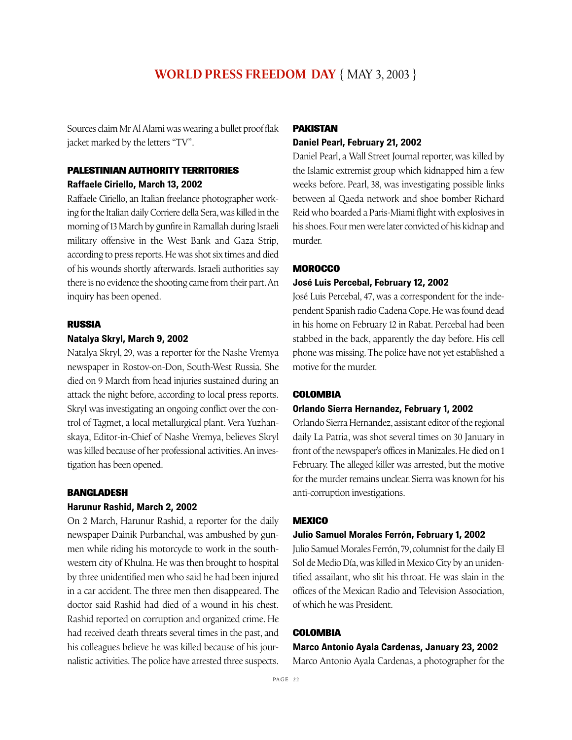Sources claim Mr Al Alami was wearing a bullet proof flak jacket marked by the letters "TV".

## PALESTINIAN AUTHORITY TERRITORIES

### Raffaele Ciriello, March 13, 2002

Raffaele Ciriello, an Italian freelance photographer working for the Italian daily Corriere della Sera, was killed in the morning of 13 March by gunfire in Ramallah during Israeli military offensive in the West Bank and Gaza Strip, according to press reports. He was shot six times and died of his wounds shortly afterwards. Israeli authorities say there is no evidence the shooting came from their part. An inquiry has been opened.

## RUSSIA

### Natalya Skryl, March 9, 2002

Natalya Skryl, 29, was a reporter for the Nashe Vremya newspaper in Rostov-on-Don, South-West Russia. She died on 9 March from head injuries sustained during an attack the night before, according to local press reports. Skryl was investigating an ongoing conflict over the control of Tagmet, a local metallurgical plant. Vera Yuzhanskaya, Editor-in-Chief of Nashe Vremya, believes Skryl was killed because of her professional activities. An investigation has been opened.

## BANGLADESH

### Harunur Rashid, March 2, 2002

On 2 March, Harunur Rashid, a reporter for the daily newspaper Dainik Purbanchal, was ambushed by gunmen while riding his motorcycle to work in the southwestern city of Khulna. He was then brought to hospital by three unidentified men who said he had been injured in a car accident. The three men then disappeared. The doctor said Rashid had died of a wound in his chest. Rashid reported on corruption and organized crime. He had received death threats several times in the past, and his colleagues believe he was killed because of his journalistic activities. The police have arrested three suspects.

## PAKISTAN

### Daniel Pearl, February 21, 2002

Daniel Pearl, a Wall Street Journal reporter, was killed by the Islamic extremist group which kidnapped him a few weeks before. Pearl, 38, was investigating possible links between al Qaeda network and shoe bomber Richard Reid who boarded a Paris-Miami flight with explosives in his shoes. Four men were later convicted of his kidnap and murder.

## MOROCCO

### José Luis Percebal, February 12, 2002

José Luis Percebal, 47, was a correspondent for the independent Spanish radio Cadena Cope. He was found dead in his home on February 12 in Rabat. Percebal had been stabbed in the back, apparently the day before. His cell phone was missing. The police have not yet established a motive for the murder.

## COLOMBIA

### Orlando Sierra Hernandez, February 1, 2002

Orlando Sierra Hernandez, assistant editor of the regional daily La Patria, was shot several times on 30 January in front of the newspaper's offices in Manizales. He died on 1 February. The alleged killer was arrested, but the motive for the murder remains unclear. Sierra was known for his anti-corruption investigations.

## MEXICO

### Julio Samuel Morales Ferrón, February 1, 2002

Julio Samuel Morales Ferrón, 79, columnist for the daily El Sol de Medio Día, was killed in Mexico City by an unidentified assailant, who slit his throat. He was slain in the offices of the Mexican Radio and Television Association, of which he was President.

## COLOMBIA

### Marco Antonio Ayala Cardenas, January 23, 2002

Marco Antonio Ayala Cardenas, a photographer for the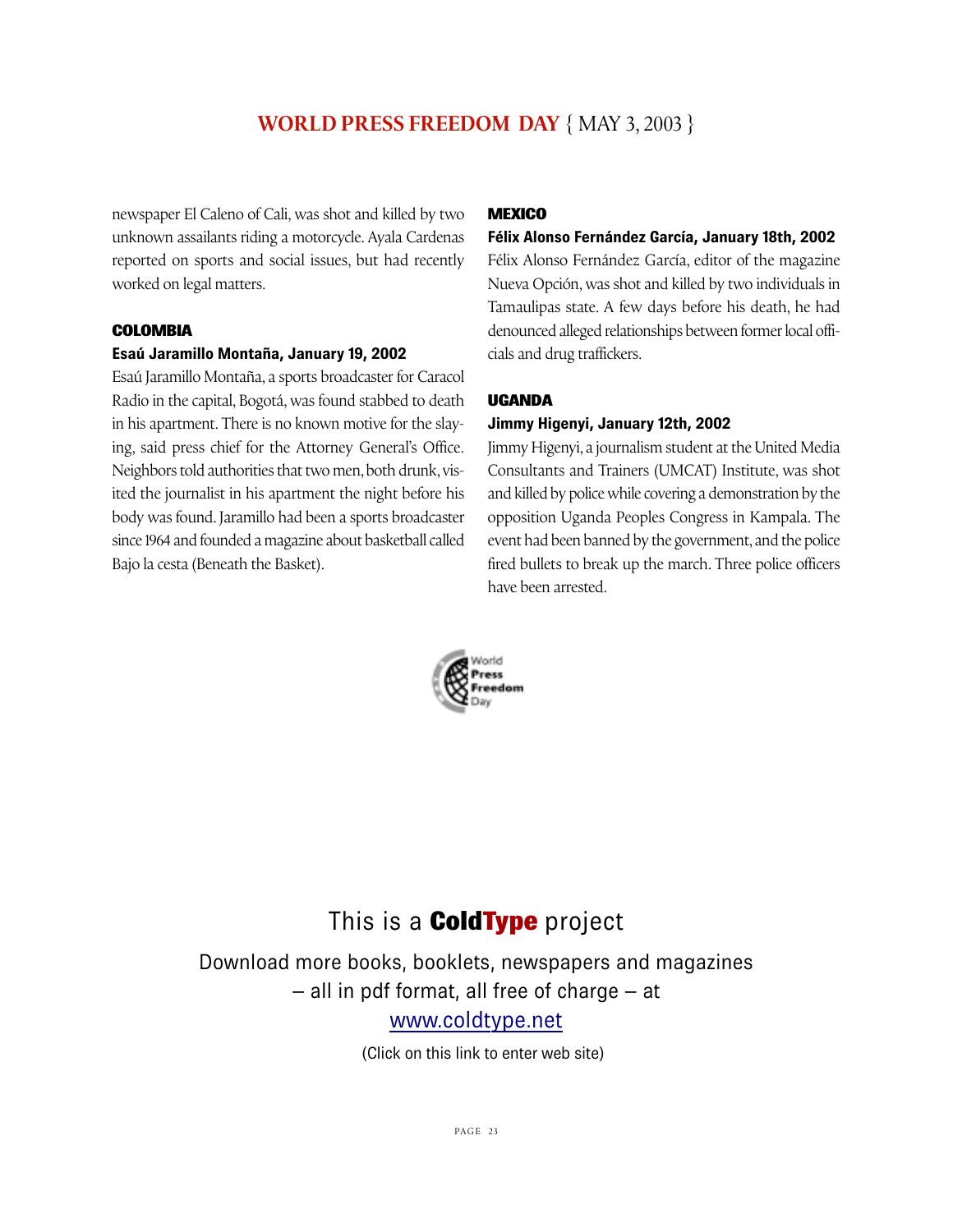newspaper El Caleno of Cali, was shot and killed by two unknown assailants riding a motorcycle. Ayala Cardenas reported on sports and social issues, but had recently worked on legal matters.

### COLOMBIA

**Esaú Jaramillo Montaña, January 19, 2002**

Esaú Jaramillo Montaña, a sports broadcaster for Caracol Radio in the capital, Bogotá, was found stabbed to death in his apartment. There is no known motive for the slaying, said press chief for the Attorney General's Office. Neighbors told authorities that two men, both drunk, visited the journalist in his apartment the night before his body was found. Jaramillo had been a sports broadcaster since 1964 and founded a magazine about basketball called Bajo la cesta (Beneath the Basket).

### MEXICO

**Félix Alonso Fernández García, January 18th, 2002**

Félix Alonso Fernández García, editor of the magazine Nueva Opción, was shot and killed by two individuals in Tamaulipas state. A few days before his death, he had denounced alleged relationships between former local officials and drug traffickers.

### UGANDA

**Jimmy Higenyi, January 12th, 2002**

Jimmy Higenyi, a journalism student at the United Media Consultants and Trainers (UMCAT) Institute, was shot and killed by police while covering a demonstration by the opposition Uganda Peoples Congress in Kampala. The event had been banned by the government, and the police fired bullets to break up the march. Three police officers have been arrested.

World Press Freedom Day

This is a **ColdType** project

Download more books, booklets, newspapers and magazines – all in pdf format, all free of charge – at [www.coldtype.net](http://www.coldtype.net)

(Click on this link to enter web site)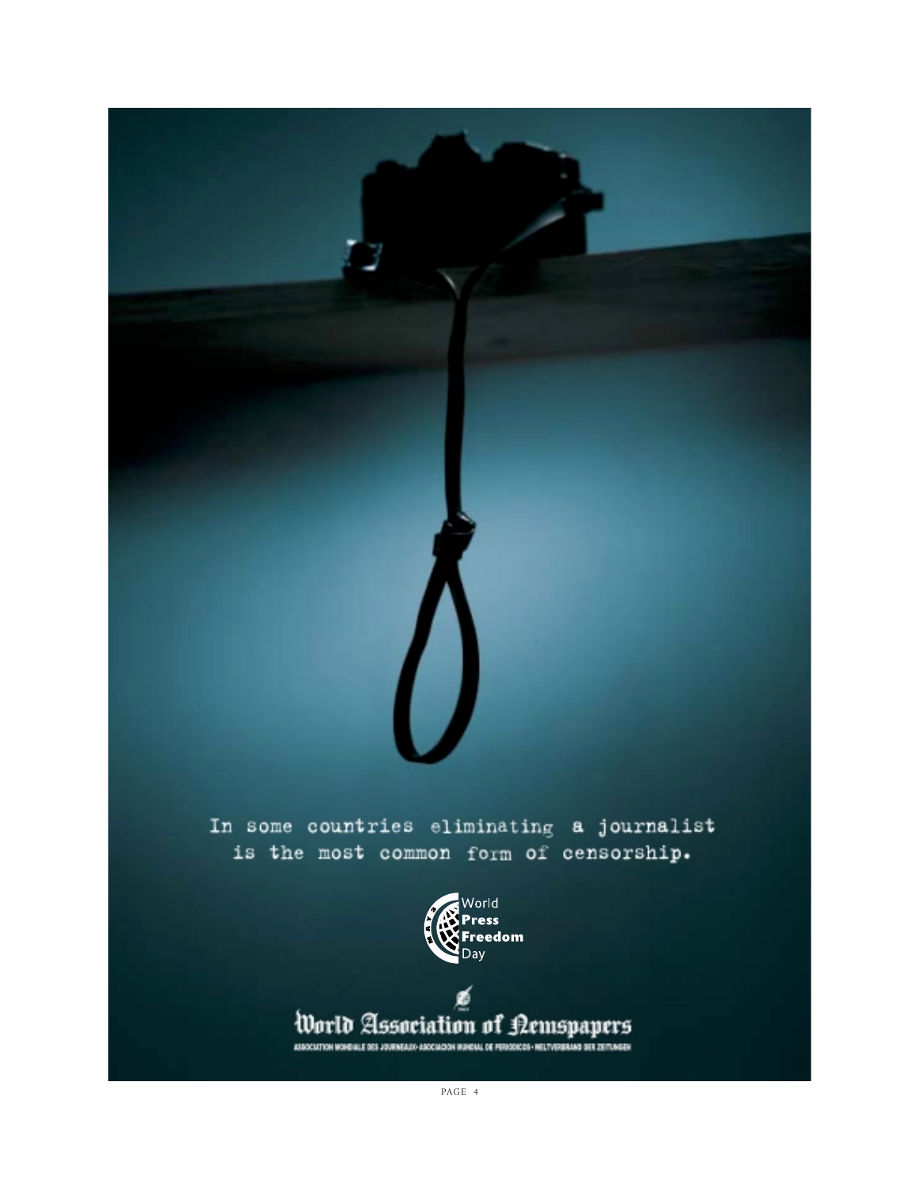In some countries eliminating a journalist is the most common form of censorship.

World **Press Freedom** Day

World Association of Newspapers

ASSOCIATION MONDIALE DES JOURNEAUX• ASOCIACION MUNDIAL DE PERIODICOS • WELTVERBAND DER ZEITUNGEN